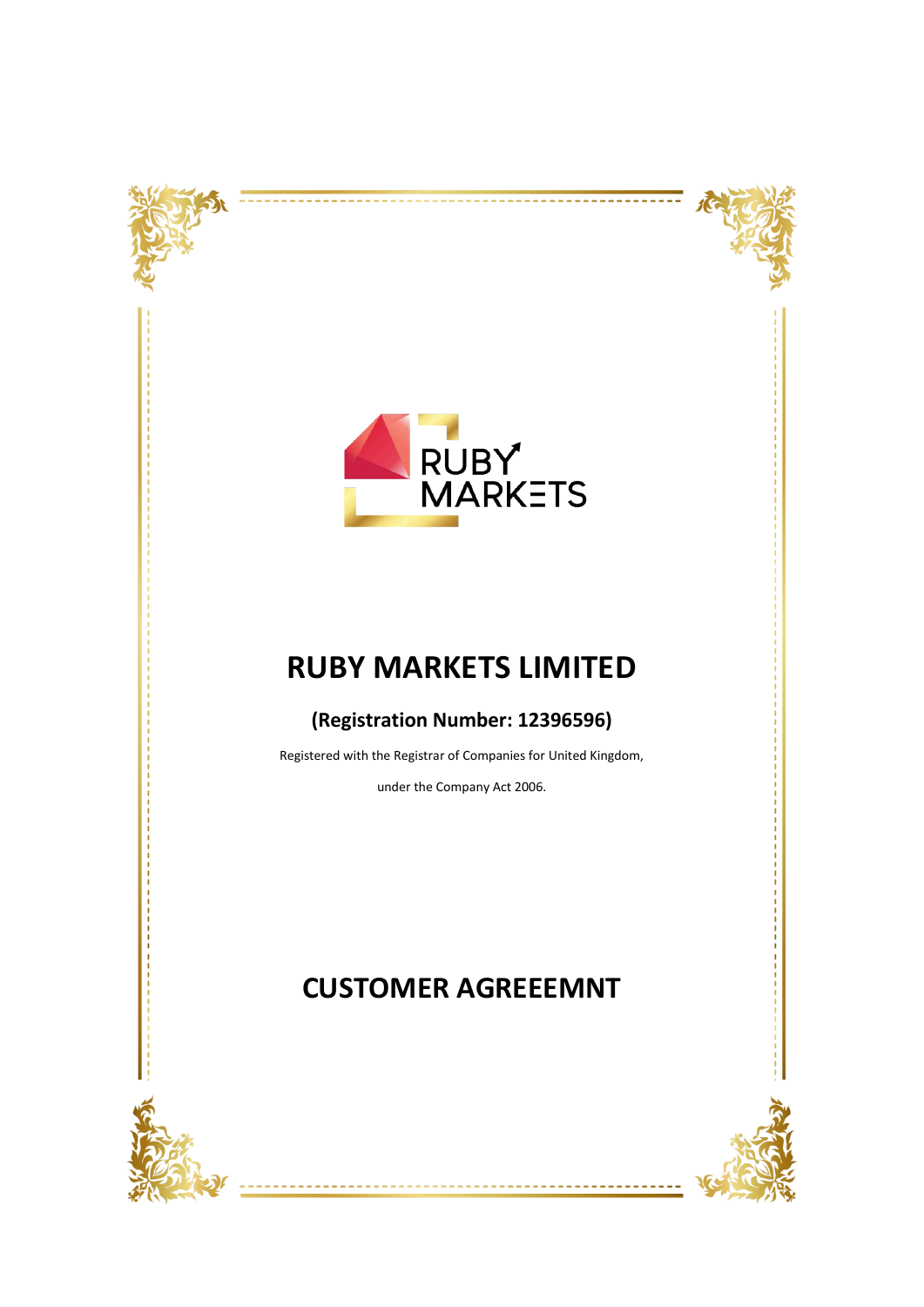RUBY MARKETS

# RUBY MARKETS LIMITED

## (Registration Number: 12396596)

Registered with the Registrar of Companies for United Kingdom,

under the Company Act 2006.

# CUSTOMER AGREEEMNT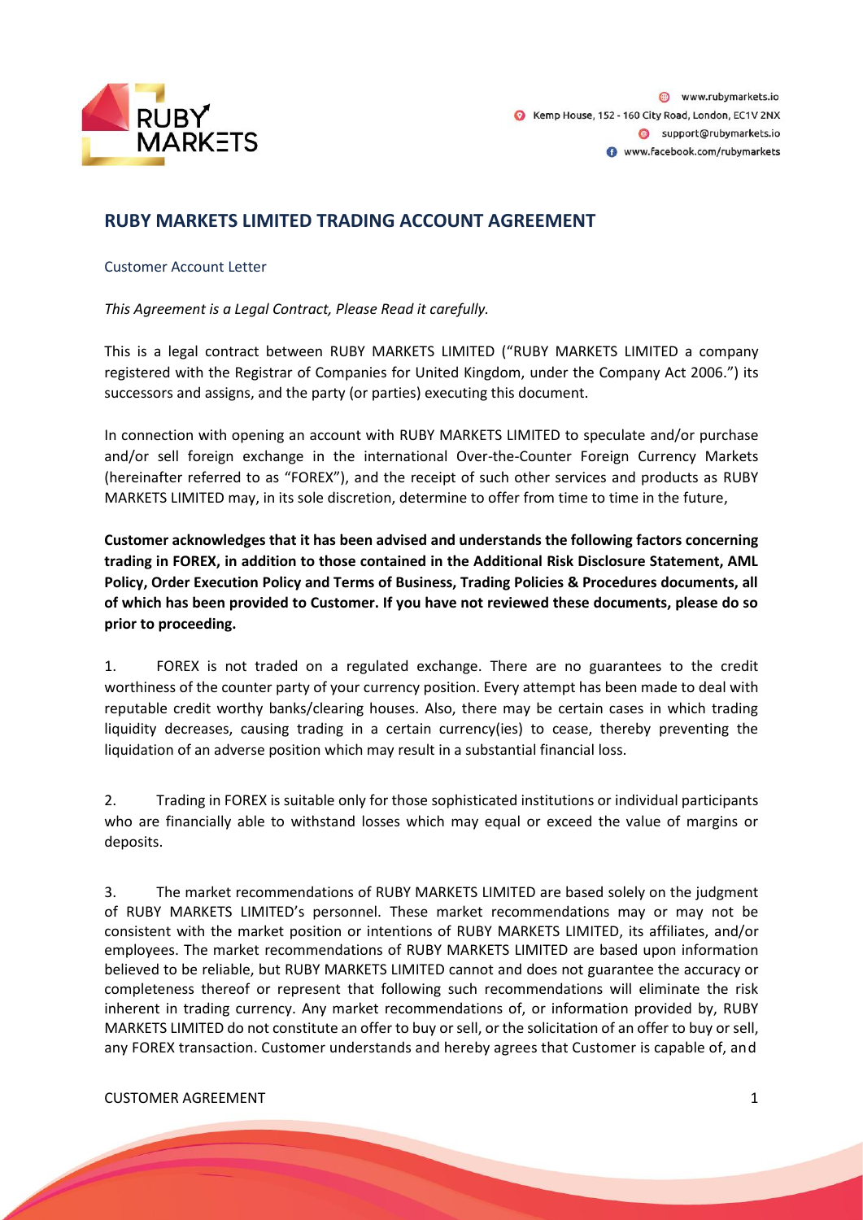# RUBY MARKETS LIMITED TRADING ACCOUNT AGREEMENT

Customer Account Letter

*This Agreement is a Legal Contract, Please Read it carefully.*

This is a legal contract between RUBY MARKETS LIMITED ("RUBY MARKETS LIMITED a company registered with the Registrar of Companies for United Kingdom, under the Company Act 2006.") its successors and assigns, and the party (or parties) executing this document.

In connection with opening an account with RUBY MARKETS LIMITED to speculate and/or purchase and/or sell foreign exchange in the international Over-the-Counter Foreign Currency Markets (hereinafter referred to as "FOREX"), and the receipt of such other services and products as RUBY MARKETS LIMITED may, in its sole discretion, determine to offer from time to time in the future,

**Customer acknowledges that it has been advised and understands the following factors concerning trading in FOREX, in addition to those contained in the Additional Risk Disclosure Statement, AML Policy, Order Execution Policy and Terms of Business, Trading Policies & Procedures documents, all of which has been provided to Customer. If you have not reviewed these documents, please do so prior to proceeding.**

1. FOREX is not traded on a regulated exchange. There are no guarantees to the credit worthiness of the counter party of your currency position. Every attempt has been made to deal with reputable credit worthy banks/clearing houses. Also, there may be certain cases in which trading liquidity decreases, causing trading in a certain currency(ies) to cease, thereby preventing the liquidation of an adverse position which may result in a substantial financial loss.

2. Trading in FOREX is suitable only for those sophisticated institutions or individual participants who are financially able to withstand losses which may equal or exceed the value of margins or deposits.

3. The market recommendations of RUBY MARKETS LIMITED are based solely on the judgment of RUBY MARKETS LIMITED's personnel. These market recommendations may or may not be consistent with the market position or intentions of RUBY MARKETS LIMITED, its affiliates, and/or employees. The market recommendations of RUBY MARKETS LIMITED are based upon information believed to be reliable, but RUBY MARKETS LIMITED cannot and does not guarantee the accuracy or completeness thereof or represent that following such recommendations will eliminate the risk inherent in trading currency. Any market recommendations of, or information provided by, RUBY MARKETS LIMITED do not constitute an offer to buy or sell, or the solicitation of an offer to buy or sell, any FOREX transaction. Customer understands and hereby agrees that Customer is capable of, and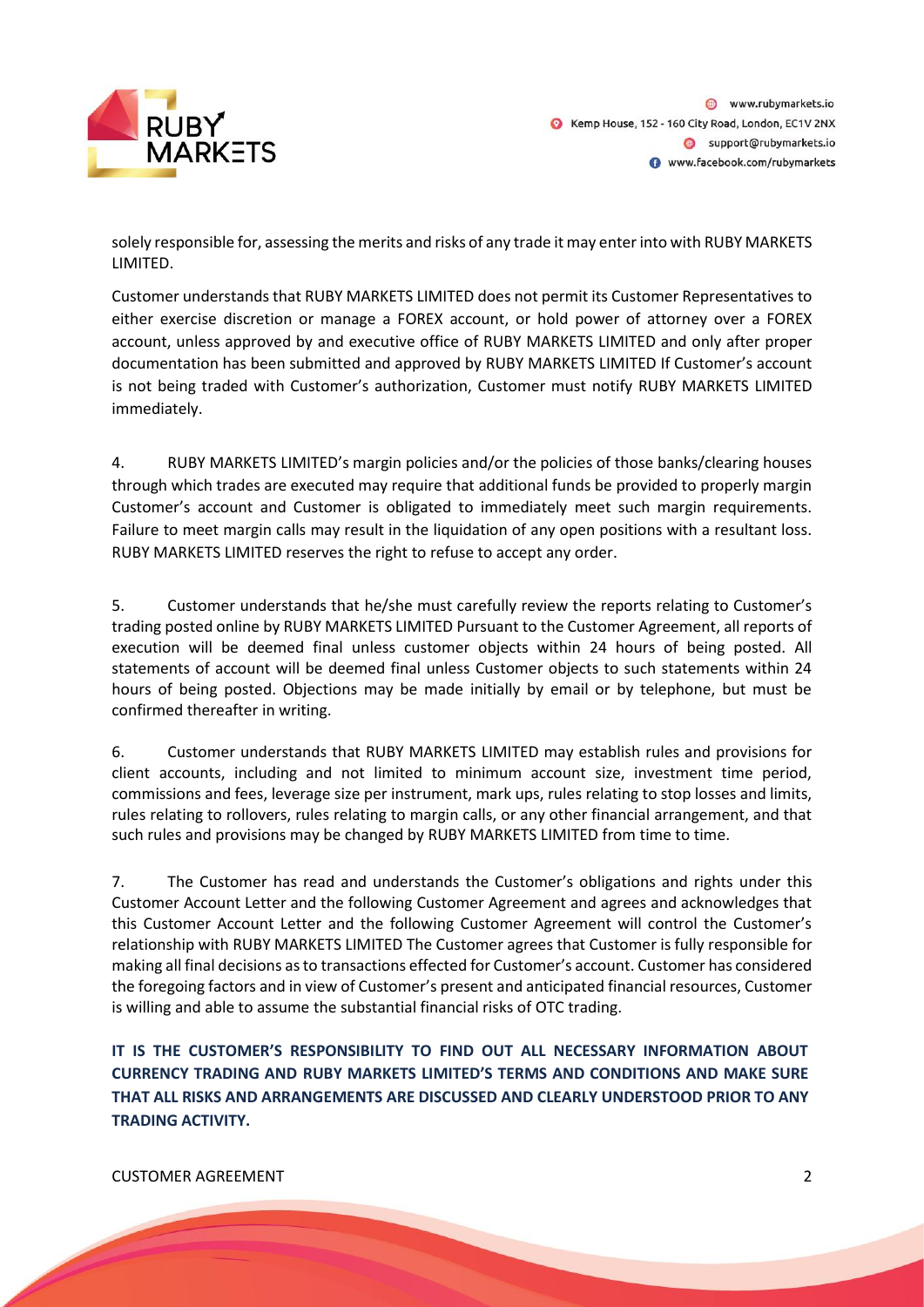solely responsible for, assessing the merits and risks of any trade it may enter into with RUBY MARKETS LIMITED.

Customer understands that RUBY MARKETS LIMITED does not permit its Customer Representatives to either exercise discretion or manage a FOREX account, or hold power of attorney over a FOREX account, unless approved by and executive office of RUBY MARKETS LIMITED and only after proper documentation has been submitted and approved by RUBY MARKETS LIMITED If Customer's account is not being traded with Customer's authorization, Customer must notify RUBY MARKETS LIMITED immediately.

4. RUBY MARKETS LIMITED's margin policies and/or the policies of those banks/clearing houses through which trades are executed may require that additional funds be provided to properly margin Customer's account and Customer is obligated to immediately meet such margin requirements. Failure to meet margin calls may result in the liquidation of any open positions with a resultant loss. RUBY MARKETS LIMITED reserves the right to refuse to accept any order.

5. Customer understands that he/she must carefully review the reports relating to Customer's trading posted online by RUBY MARKETS LIMITED Pursuant to the Customer Agreement, all reports of execution will be deemed final unless customer objects within 24 hours of being posted. All statements of account will be deemed final unless Customer objects to such statements within 24 hours of being posted. Objections may be made initially by email or by telephone, but must be confirmed thereafter in writing.

6. Customer understands that RUBY MARKETS LIMITED may establish rules and provisions for client accounts, including and not limited to minimum account size, investment time period, commissions and fees, leverage size per instrument, mark ups, rules relating to stop losses and limits, rules relating to rollovers, rules relating to margin calls, or any other financial arrangement, and that such rules and provisions may be changed by RUBY MARKETS LIMITED from time to time.

7. The Customer has read and understands the Customer's obligations and rights under this Customer Account Letter and the following Customer Agreement and agrees and acknowledges that this Customer Account Letter and the following Customer Agreement will control the Customer's relationship with RUBY MARKETS LIMITED The Customer agrees that Customer is fully responsible for making all final decisions as to transactions effected for Customer's account. Customer has considered the foregoing factors and in view of Customer's present and anticipated financial resources, Customer is willing and able to assume the substantial financial risks of OTC trading.

**IT IS THE CUSTOMER'S RESPONSIBILITY TO FIND OUT ALL NECESSARY INFORMATION ABOUT CURRENCY TRADING AND RUBY MARKETS LIMITED'S TERMS AND CONDITIONS AND MAKE SURE THAT ALL RISKS AND ARRANGEMENTS ARE DISCUSSED AND CLEARLY UNDERSTOOD PRIOR TO ANY TRADING ACTIVITY.**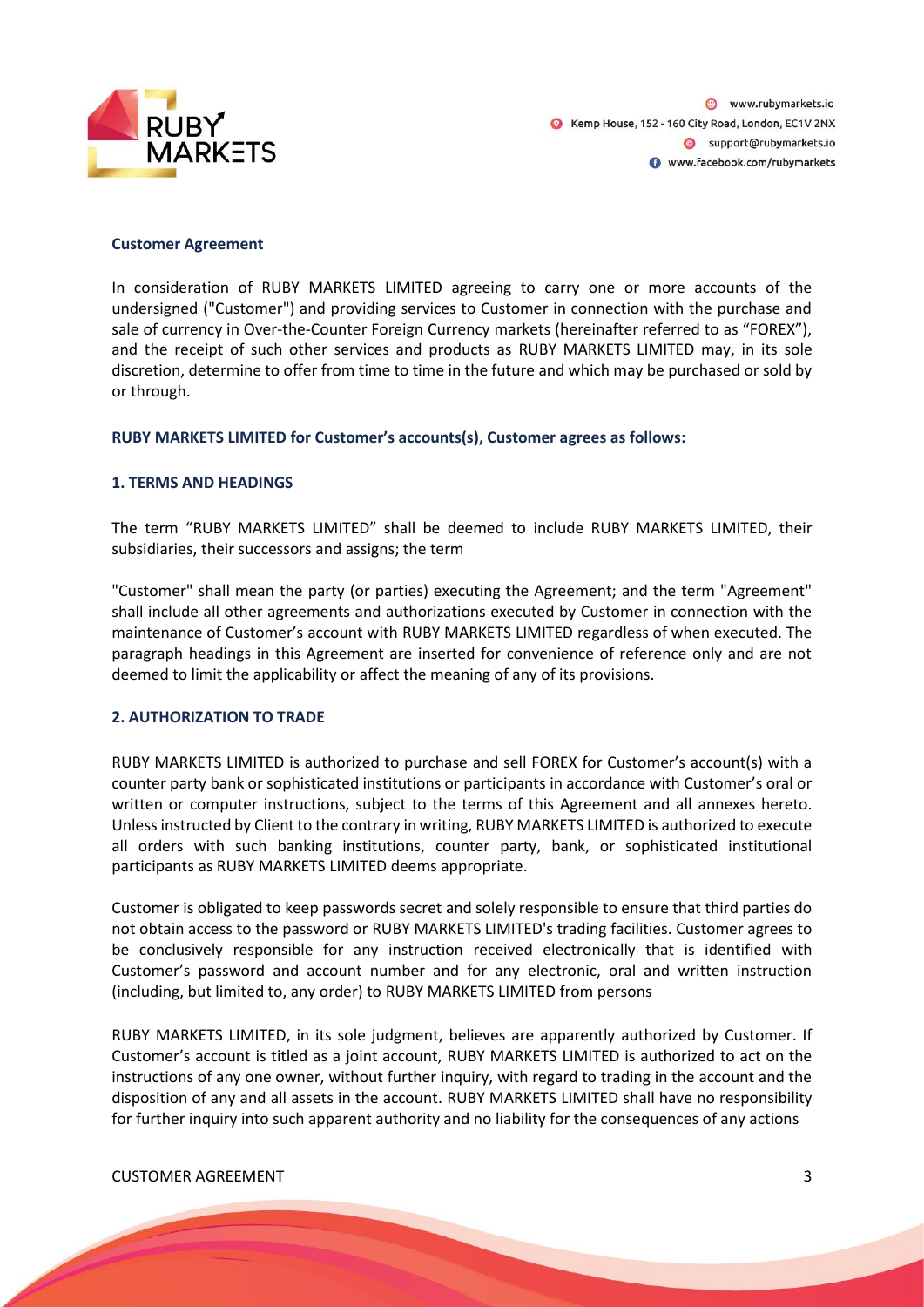**Customer Agreement**

In consideration of RUBY MARKETS LIMITED agreeing to carry one or more accounts of the undersigned ("Customer") and providing services to Customer in connection with the purchase and sale of currency in Over-the-Counter Foreign Currency markets (hereinafter referred to as "FOREX"), and the receipt of such other services and products as RUBY MARKETS LIMITED may, in its sole discretion, determine to offer from time to time in the future and which may be purchased or sold by or through.

**RUBY MARKETS LIMITED for Customer's accounts(s), Customer agrees as follows:**

**1. TERMS AND HEADINGS**

The term "RUBY MARKETS LIMITED" shall be deemed to include RUBY MARKETS LIMITED, their subsidiaries, their successors and assigns; the term

"Customer" shall mean the party (or parties) executing the Agreement; and the term "Agreement" shall include all other agreements and authorizations executed by Customer in connection with the maintenance of Customer's account with RUBY MARKETS LIMITED regardless of when executed. The paragraph headings in this Agreement are inserted for convenience of reference only and are not deemed to limit the applicability or affect the meaning of any of its provisions.

**2. AUTHORIZATION TO TRADE**

RUBY MARKETS LIMITED is authorized to purchase and sell FOREX for Customer's account(s) with a counter party bank or sophisticated institutions or participants in accordance with Customer's oral or written or computer instructions, subject to the terms of this Agreement and all annexes hereto. Unless instructed by Client to the contrary in writing, RUBY MARKETS LIMITED is authorized to execute all orders with such banking institutions, counter party, bank, or sophisticated institutional participants as RUBY MARKETS LIMITED deems appropriate.

Customer is obligated to keep passwords secret and solely responsible to ensure that third parties do not obtain access to the password or RUBY MARKETS LIMITED's trading facilities. Customer agrees to be conclusively responsible for any instruction received electronically that is identified with Customer's password and account number and for any electronic, oral and written instruction (including, but limited to, any order) to RUBY MARKETS LIMITED from persons

RUBY MARKETS LIMITED, in its sole judgment, believes are apparently authorized by Customer. If Customer's account is titled as a joint account, RUBY MARKETS LIMITED is authorized to act on the instructions of any one owner, without further inquiry, with regard to trading in the account and the disposition of any and all assets in the account. RUBY MARKETS LIMITED shall have no responsibility for further inquiry into such apparent authority and no liability for the consequences of any actions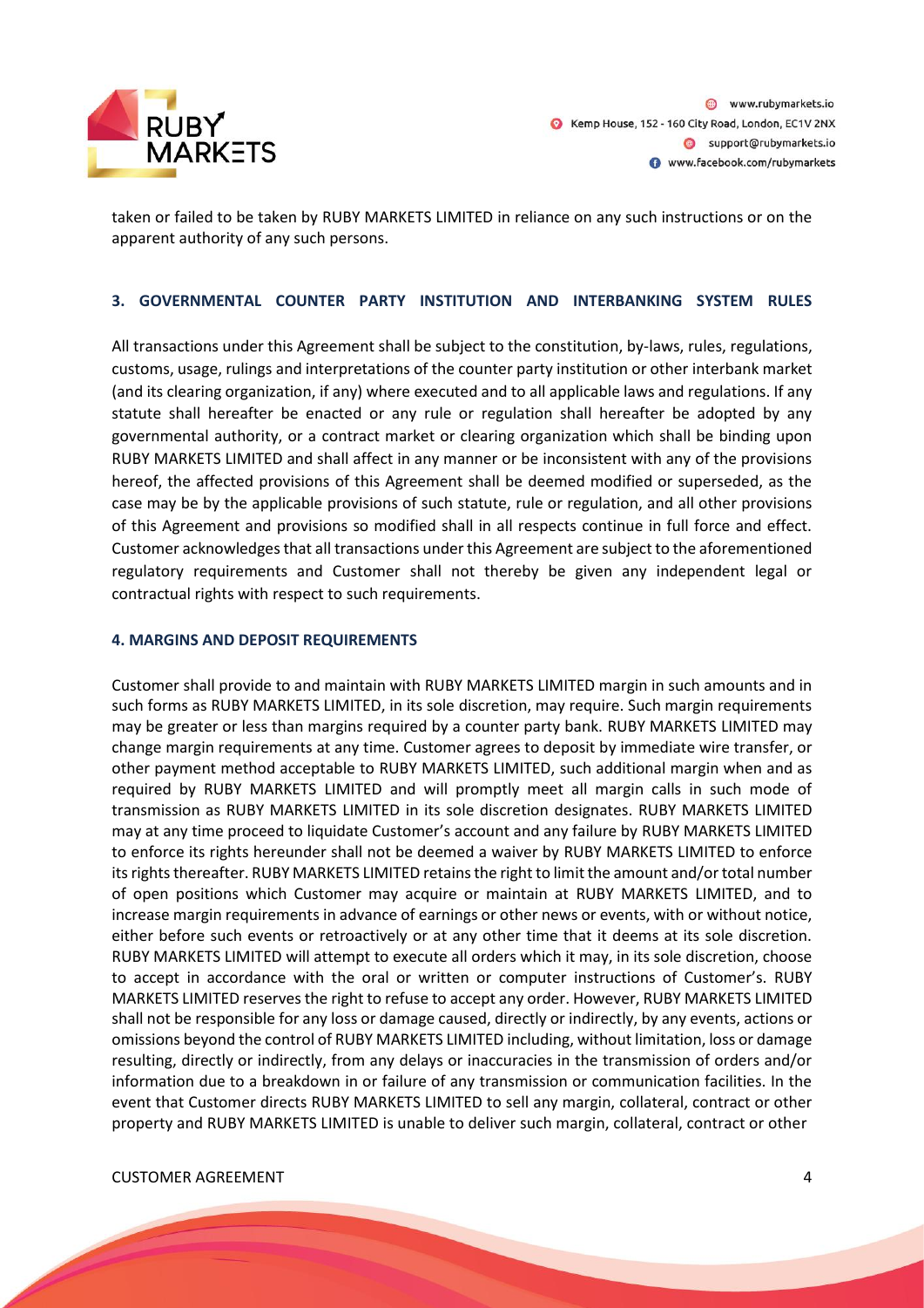taken or failed to be taken by RUBY MARKETS LIMITED in reliance on any such instructions or on the apparent authority of any such persons.

## 3. GOVERNMENTAL COUNTER PARTY INSTITUTION AND INTERBANKING SYSTEM RULES

All transactions under this Agreement shall be subject to the constitution, by-laws, rules, regulations, customs, usage, rulings and interpretations of the counter party institution or other interbank market (and its clearing organization, if any) where executed and to all applicable laws and regulations. If any statute shall hereafter be enacted or any rule or regulation shall hereafter be adopted by any governmental authority, or a contract market or clearing organization which shall be binding upon RUBY MARKETS LIMITED and shall affect in any manner or be inconsistent with any of the provisions hereof, the affected provisions of this Agreement shall be deemed modified or superseded, as the case may be by the applicable provisions of such statute, rule or regulation, and all other provisions of this Agreement and provisions so modified shall in all respects continue in full force and effect. Customer acknowledges that all transactions under this Agreement are subject to the aforementioned regulatory requirements and Customer shall not thereby be given any independent legal or contractual rights with respect to such requirements.

## 4. MARGINS AND DEPOSIT REQUIREMENTS

Customer shall provide to and maintain with RUBY MARKETS LIMITED margin in such amounts and in such forms as RUBY MARKETS LIMITED, in its sole discretion, may require. Such margin requirements may be greater or less than margins required by a counter party bank. RUBY MARKETS LIMITED may change margin requirements at any time. Customer agrees to deposit by immediate wire transfer, or other payment method acceptable to RUBY MARKETS LIMITED, such additional margin when and as required by RUBY MARKETS LIMITED and will promptly meet all margin calls in such mode of transmission as RUBY MARKETS LIMITED in its sole discretion designates. RUBY MARKETS LIMITED may at any time proceed to liquidate Customer's account and any failure by RUBY MARKETS LIMITED to enforce its rights hereunder shall not be deemed a waiver by RUBY MARKETS LIMITED to enforce its rights thereafter. RUBY MARKETS LIMITED retains the right to limit the amount and/or total number of open positions which Customer may acquire or maintain at RUBY MARKETS LIMITED, and to increase margin requirements in advance of earnings or other news or events, with or without notice, either before such events or retroactively or at any other time that it deems at its sole discretion. RUBY MARKETS LIMITED will attempt to execute all orders which it may, in its sole discretion, choose to accept in accordance with the oral or written or computer instructions of Customer's. RUBY MARKETS LIMITED reserves the right to refuse to accept any order. However, RUBY MARKETS LIMITED shall not be responsible for any loss or damage caused, directly or indirectly, by any events, actions or omissions beyond the control of RUBY MARKETS LIMITED including, without limitation, loss or damage resulting, directly or indirectly, from any delays or inaccuracies in the transmission of orders and/or information due to a breakdown in or failure of any transmission or communication facilities. In the event that Customer directs RUBY MARKETS LIMITED to sell any margin, collateral, contract or other property and RUBY MARKETS LIMITED is unable to deliver such margin, collateral, contract or other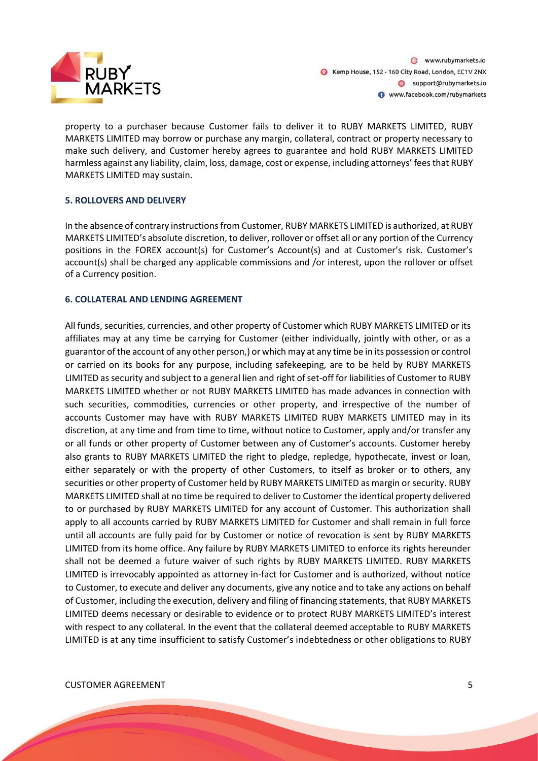property to a purchaser because Customer fails to deliver it to RUBY MARKETS LIMITED, RUBY MARKETS LIMITED may borrow or purchase any margin, collateral, contract or property necessary to make such delivery, and Customer hereby agrees to guarantee and hold RUBY MARKETS LIMITED harmless against any liability, claim, loss, damage, cost or expense, including attorneys' fees that RUBY MARKETS LIMITED may sustain.

### 5. ROLLOVERS AND DELIVERY

In the absence of contrary instructions from Customer, RUBY MARKETS LIMITED is authorized, at RUBY MARKETS LIMITED's absolute discretion, to deliver, rollover or offset all or any portion of the Currency positions in the FOREX account(s) for Customer's Account(s) and at Customer's risk. Customer's account(s) shall be charged any applicable commissions and /or interest, upon the rollover or offset of a Currency position.

### 6. COLLATERAL AND LENDING AGREEMENT

All funds, securities, currencies, and other property of Customer which RUBY MARKETS LIMITED or its affiliates may at any time be carrying for Customer (either individually, jointly with other, or as a guarantor of the account of any other person,) or which may at any time be in its possession or control or carried on its books for any purpose, including safekeeping, are to be held by RUBY MARKETS LIMITED as security and subject to a general lien and right of set-off for liabilities of Customer to RUBY MARKETS LIMITED whether or not RUBY MARKETS LIMITED has made advances in connection with such securities, commodities, currencies or other property, and irrespective of the number of accounts Customer may have with RUBY MARKETS LIMITED RUBY MARKETS LIMITED may in its discretion, at any time and from time to time, without notice to Customer, apply and/or transfer any or all funds or other property of Customer between any of Customer's accounts. Customer hereby also grants to RUBY MARKETS LIMITED the right to pledge, repledge, hypothecate, invest or loan, either separately or with the property of other Customers, to itself as broker or to others, any securities or other property of Customer held by RUBY MARKETS LIMITED as margin or security. RUBY MARKETS LIMITED shall at no time be required to deliver to Customer the identical property delivered to or purchased by RUBY MARKETS LIMITED for any account of Customer. This authorization shall apply to all accounts carried by RUBY MARKETS LIMITED for Customer and shall remain in full force until all accounts are fully paid for by Customer or notice of revocation is sent by RUBY MARKETS LIMITED from its home office. Any failure by RUBY MARKETS LIMITED to enforce its rights hereunder shall not be deemed a future waiver of such rights by RUBY MARKETS LIMITED. RUBY MARKETS LIMITED is irrevocably appointed as attorney in-fact for Customer and is authorized, without notice to Customer, to execute and deliver any documents, give any notice and to take any actions on behalf of Customer, including the execution, delivery and filing of financing statements, that RUBY MARKETS LIMITED deems necessary or desirable to evidence or to protect RUBY MARKETS LIMITED's interest with respect to any collateral. In the event that the collateral deemed acceptable to RUBY MARKETS LIMITED is at any time insufficient to satisfy Customer's indebtedness or other obligations to RUBY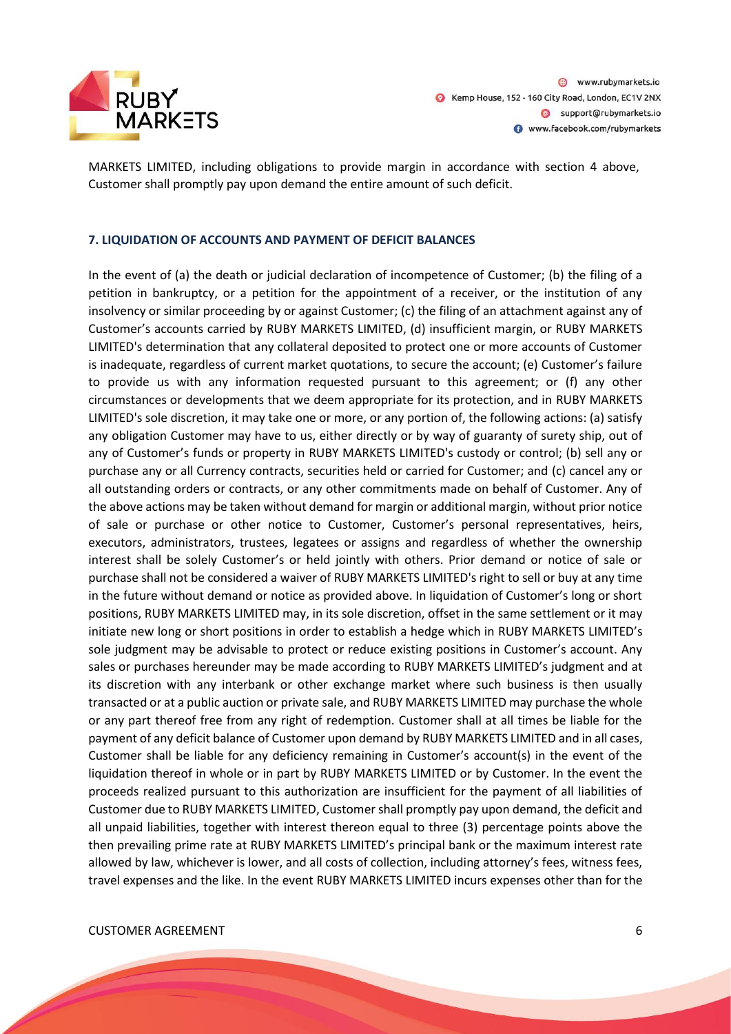MARKETS LIMITED, including obligations to provide margin in accordance with section 4 above, Customer shall promptly pay upon demand the entire amount of such deficit.

### 7. LIQUIDATION OF ACCOUNTS AND PAYMENT OF DEFICIT BALANCES

In the event of (a) the death or judicial declaration of incompetence of Customer; (b) the filing of a petition in bankruptcy, or a petition for the appointment of a receiver, or the institution of any insolvency or similar proceeding by or against Customer; (c) the filing of an attachment against any of Customer's accounts carried by RUBY MARKETS LIMITED, (d) insufficient margin, or RUBY MARKETS LIMITED's determination that any collateral deposited to protect one or more accounts of Customer is inadequate, regardless of current market quotations, to secure the account; (e) Customer's failure to provide us with any information requested pursuant to this agreement; or (f) any other circumstances or developments that we deem appropriate for its protection, and in RUBY MARKETS LIMITED's sole discretion, it may take one or more, or any portion of, the following actions: (a) satisfy any obligation Customer may have to us, either directly or by way of guaranty of surety ship, out of any of Customer's funds or property in RUBY MARKETS LIMITED's custody or control; (b) sell any or purchase any or all Currency contracts, securities held or carried for Customer; and (c) cancel any or all outstanding orders or contracts, or any other commitments made on behalf of Customer. Any of the above actions may be taken without demand for margin or additional margin, without prior notice of sale or purchase or other notice to Customer, Customer's personal representatives, heirs, executors, administrators, trustees, legatees or assigns and regardless of whether the ownership interest shall be solely Customer's or held jointly with others. Prior demand or notice of sale or purchase shall not be considered a waiver of RUBY MARKETS LIMITED's right to sell or buy at any time in the future without demand or notice as provided above. In liquidation of Customer's long or short positions, RUBY MARKETS LIMITED may, in its sole discretion, offset in the same settlement or it may initiate new long or short positions in order to establish a hedge which in RUBY MARKETS LIMITED's sole judgment may be advisable to protect or reduce existing positions in Customer's account. Any sales or purchases hereunder may be made according to RUBY MARKETS LIMITED's judgment and at its discretion with any interbank or other exchange market where such business is then usually transacted or at a public auction or private sale, and RUBY MARKETS LIMITED may purchase the whole or any part thereof free from any right of redemption. Customer shall at all times be liable for the payment of any deficit balance of Customer upon demand by RUBY MARKETS LIMITED and in all cases, Customer shall be liable for any deficiency remaining in Customer's account(s) in the event of the liquidation thereof in whole or in part by RUBY MARKETS LIMITED or by Customer. In the event the proceeds realized pursuant to this authorization are insufficient for the payment of all liabilities of Customer due to RUBY MARKETS LIMITED, Customer shall promptly pay upon demand, the deficit and all unpaid liabilities, together with interest thereon equal to three (3) percentage points above the then prevailing prime rate at RUBY MARKETS LIMITED's principal bank or the maximum interest rate allowed by law, whichever is lower, and all costs of collection, including attorney's fees, witness fees, travel expenses and the like. In the event RUBY MARKETS LIMITED incurs expenses other than for the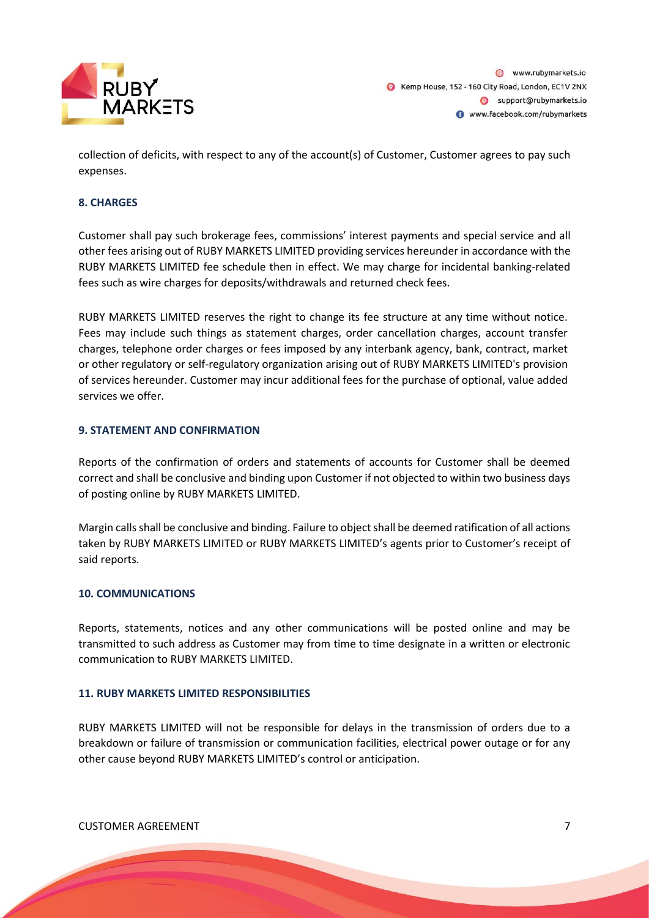collection of deficits, with respect to any of the account(s) of Customer, Customer agrees to pay such expenses.

### 8. CHARGES

Customer shall pay such brokerage fees, commissions' interest payments and special service and all other fees arising out of RUBY MARKETS LIMITED providing services hereunder in accordance with the RUBY MARKETS LIMITED fee schedule then in effect. We may charge for incidental banking-related fees such as wire charges for deposits/withdrawals and returned check fees.

RUBY MARKETS LIMITED reserves the right to change its fee structure at any time without notice. Fees may include such things as statement charges, order cancellation charges, account transfer charges, telephone order charges or fees imposed by any interbank agency, bank, contract, market or other regulatory or self-regulatory organization arising out of RUBY MARKETS LIMITED's provision of services hereunder. Customer may incur additional fees for the purchase of optional, value added services we offer.

### 9. STATEMENT AND CONFIRMATION

Reports of the confirmation of orders and statements of accounts for Customer shall be deemed correct and shall be conclusive and binding upon Customer if not objected to within two business days of posting online by RUBY MARKETS LIMITED.

Margin calls shall be conclusive and binding. Failure to object shall be deemed ratification of all actions taken by RUBY MARKETS LIMITED or RUBY MARKETS LIMITED's agents prior to Customer's receipt of said reports.

### 10. COMMUNICATIONS

Reports, statements, notices and any other communications will be posted online and may be transmitted to such address as Customer may from time to time designate in a written or electronic communication to RUBY MARKETS LIMITED.

### 11. RUBY MARKETS LIMITED RESPONSIBILITIES

RUBY MARKETS LIMITED will not be responsible for delays in the transmission of orders due to a breakdown or failure of transmission or communication facilities, electrical power outage or for any other cause beyond RUBY MARKETS LIMITED's control or anticipation.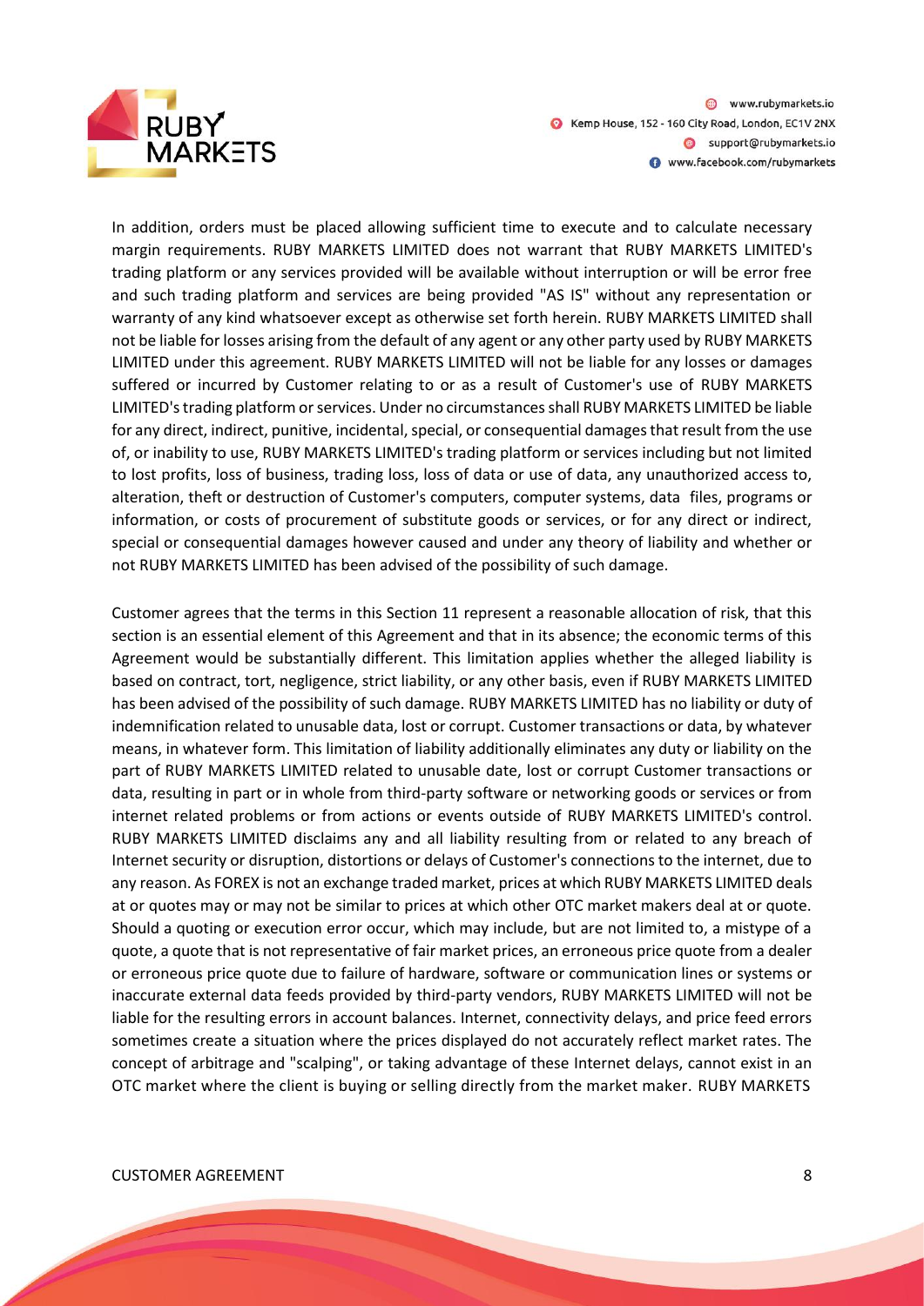In addition, orders must be placed allowing sufficient time to execute and to calculate necessary margin requirements. RUBY MARKETS LIMITED does not warrant that RUBY MARKETS LIMITED's trading platform or any services provided will be available without interruption or will be error free and such trading platform and services are being provided "AS IS" without any representation or warranty of any kind whatsoever except as otherwise set forth herein. RUBY MARKETS LIMITED shall not be liable for losses arising from the default of any agent or any other party used by RUBY MARKETS LIMITED under this agreement. RUBY MARKETS LIMITED will not be liable for any losses or damages suffered or incurred by Customer relating to or as a result of Customer's use of RUBY MARKETS LIMITED's trading platform or services. Under no circumstances shall RUBY MARKETS LIMITED be liable for any direct, indirect, punitive, incidental, special, or consequential damages that result from the use of, or inability to use, RUBY MARKETS LIMITED's trading platform or services including but not limited to lost profits, loss of business, trading loss, loss of data or use of data, any unauthorized access to, alteration, theft or destruction of Customer's computers, computer systems, data files, programs or information, or costs of procurement of substitute goods or services, or for any direct or indirect, special or consequential damages however caused and under any theory of liability and whether or not RUBY MARKETS LIMITED has been advised of the possibility of such damage.

Customer agrees that the terms in this Section 11 represent a reasonable allocation of risk, that this section is an essential element of this Agreement and that in its absence; the economic terms of this Agreement would be substantially different. This limitation applies whether the alleged liability is based on contract, tort, negligence, strict liability, or any other basis, even if RUBY MARKETS LIMITED has been advised of the possibility of such damage. RUBY MARKETS LIMITED has no liability or duty of indemnification related to unusable data, lost or corrupt. Customer transactions or data, by whatever means, in whatever form. This limitation of liability additionally eliminates any duty or liability on the part of RUBY MARKETS LIMITED related to unusable date, lost or corrupt Customer transactions or data, resulting in part or in whole from third-party software or networking goods or services or from internet related problems or from actions or events outside of RUBY MARKETS LIMITED's control. RUBY MARKETS LIMITED disclaims any and all liability resulting from or related to any breach of Internet security or disruption, distortions or delays of Customer's connections to the internet, due to any reason. As FOREX is not an exchange traded market, prices at which RUBY MARKETS LIMITED deals at or quotes may or may not be similar to prices at which other OTC market makers deal at or quote. Should a quoting or execution error occur, which may include, but are not limited to, a mistype of a quote, a quote that is not representative of fair market prices, an erroneous price quote from a dealer or erroneous price quote due to failure of hardware, software or communication lines or systems or inaccurate external data feeds provided by third-party vendors, RUBY MARKETS LIMITED will not be liable for the resulting errors in account balances. Internet, connectivity delays, and price feed errors sometimes create a situation where the prices displayed do not accurately reflect market rates. The concept of arbitrage and "scalping", or taking advantage of these Internet delays, cannot exist in an OTC market where the client is buying or selling directly from the market maker. RUBY MARKETS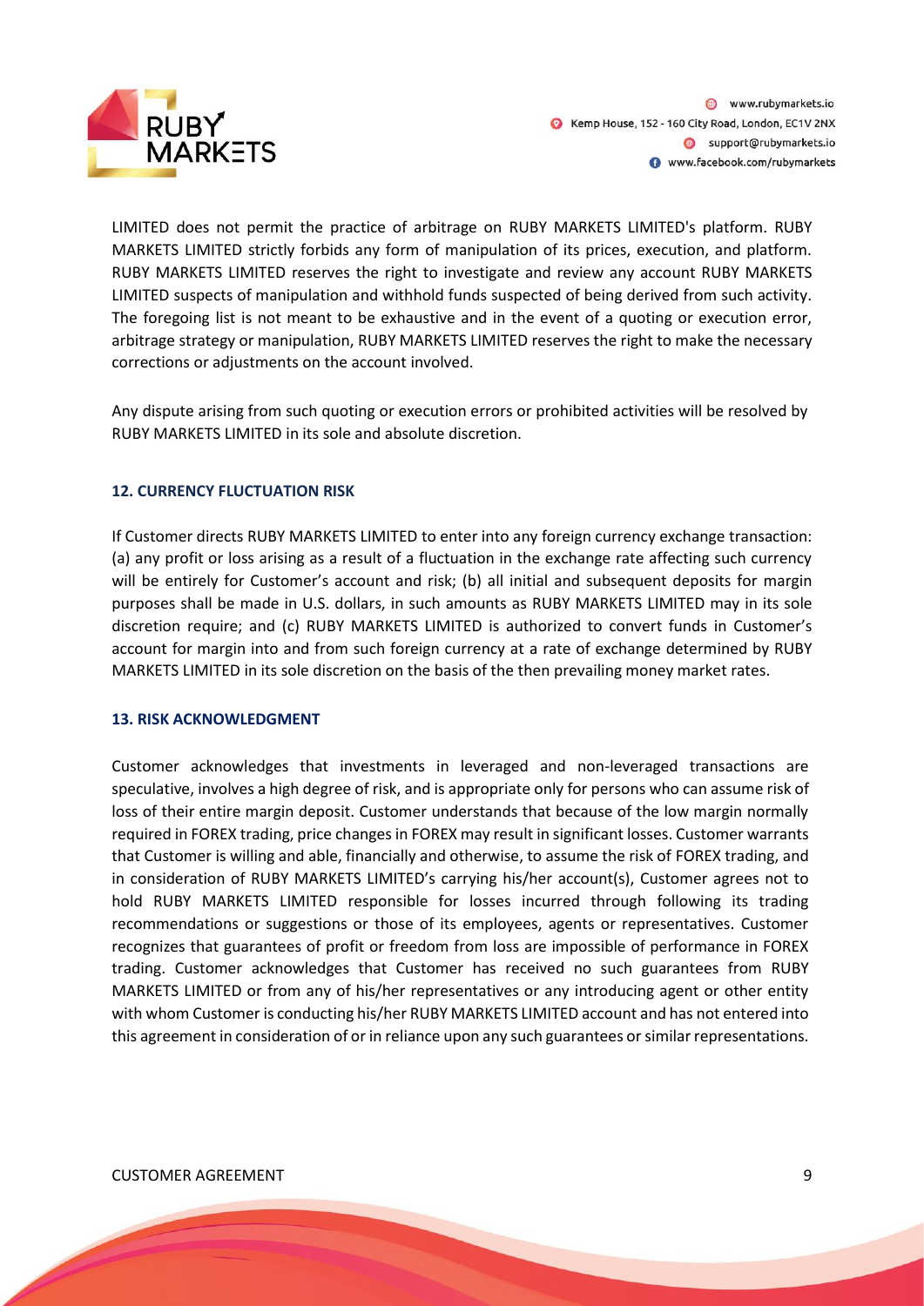LIMITED does not permit the practice of arbitrage on RUBY MARKETS LIMITED's platform. RUBY MARKETS LIMITED strictly forbids any form of manipulation of its prices, execution, and platform. RUBY MARKETS LIMITED reserves the right to investigate and review any account RUBY MARKETS LIMITED suspects of manipulation and withhold funds suspected of being derived from such activity. The foregoing list is not meant to be exhaustive and in the event of a quoting or execution error, arbitrage strategy or manipulation, RUBY MARKETS LIMITED reserves the right to make the necessary corrections or adjustments on the account involved.

Any dispute arising from such quoting or execution errors or prohibited activities will be resolved by RUBY MARKETS LIMITED in its sole and absolute discretion.

#### 12. CURRENCY FLUCTUATION RISK

If Customer directs RUBY MARKETS LIMITED to enter into any foreign currency exchange transaction: (a) any profit or loss arising as a result of a fluctuation in the exchange rate affecting such currency will be entirely for Customer's account and risk; (b) all initial and subsequent deposits for margin purposes shall be made in U.S. dollars, in such amounts as RUBY MARKETS LIMITED may in its sole discretion require; and (c) RUBY MARKETS LIMITED is authorized to convert funds in Customer's account for margin into and from such foreign currency at a rate of exchange determined by RUBY MARKETS LIMITED in its sole discretion on the basis of the then prevailing money market rates.

#### 13. RISK ACKNOWLEDGMENT

Customer acknowledges that investments in leveraged and non-leveraged transactions are speculative, involves a high degree of risk, and is appropriate only for persons who can assume risk of loss of their entire margin deposit. Customer understands that because of the low margin normally required in FOREX trading, price changes in FOREX may result in significant losses. Customer warrants that Customer is willing and able, financially and otherwise, to assume the risk of FOREX trading, and in consideration of RUBY MARKETS LIMITED's carrying his/her account(s), Customer agrees not to hold RUBY MARKETS LIMITED responsible for losses incurred through following its trading recommendations or suggestions or those of its employees, agents or representatives. Customer recognizes that guarantees of profit or freedom from loss are impossible of performance in FOREX trading. Customer acknowledges that Customer has received no such guarantees from RUBY MARKETS LIMITED or from any of his/her representatives or any introducing agent or other entity with whom Customer is conducting his/her RUBY MARKETS LIMITED account and has not entered into this agreement in consideration of or in reliance upon any such guarantees or similar representations.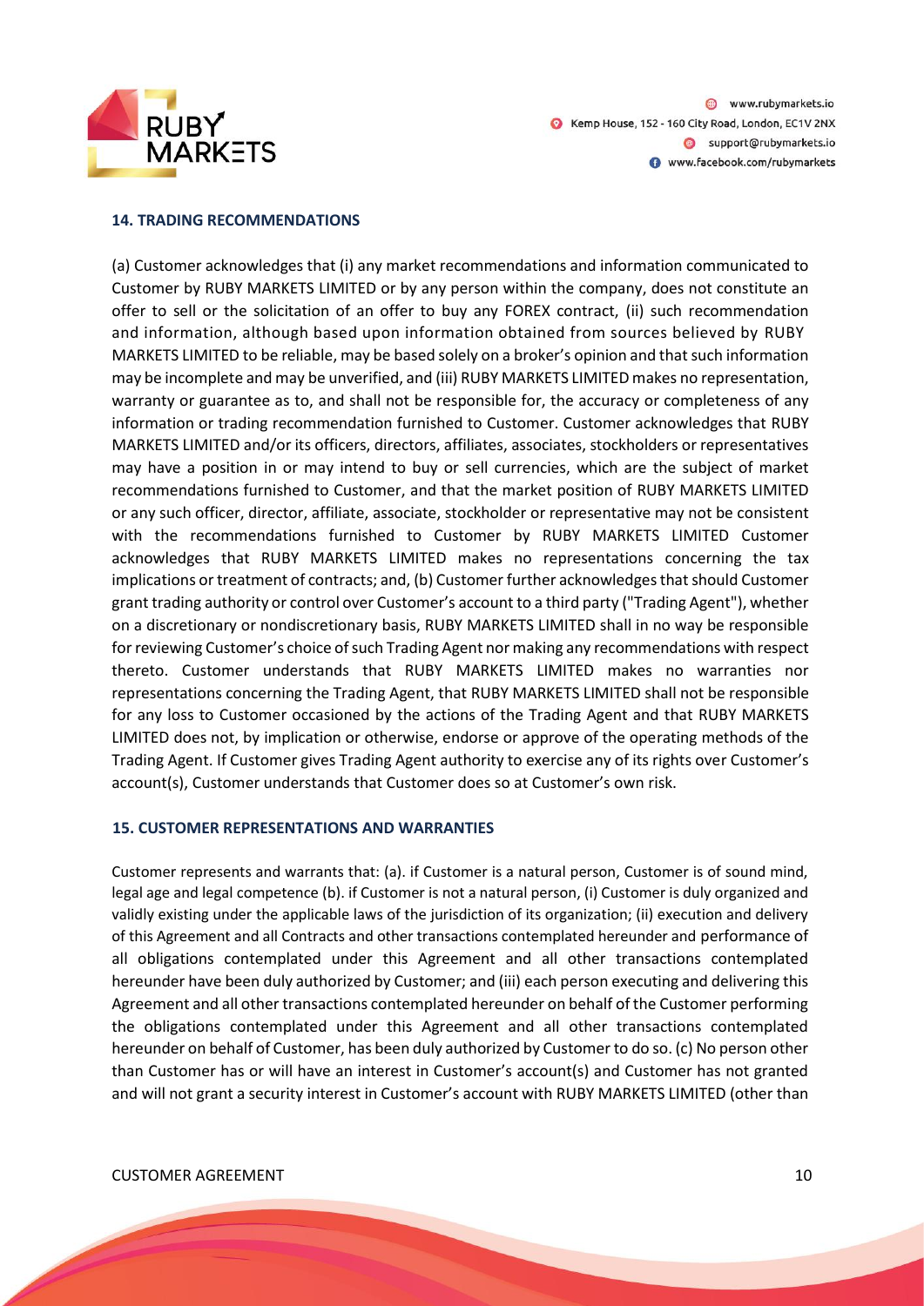### 14. TRADING RECOMMENDATIONS

(a) Customer acknowledges that (i) any market recommendations and information communicated to Customer by RUBY MARKETS LIMITED or by any person within the company, does not constitute an offer to sell or the solicitation of an offer to buy any FOREX contract, (ii) such recommendation and information, although based upon information obtained from sources believed by RUBY MARKETS LIMITED to be reliable, may be based solely on a broker's opinion and that such information may be incomplete and may be unverified, and (iii) RUBY MARKETS LIMITED makes no representation, warranty or guarantee as to, and shall not be responsible for, the accuracy or completeness of any information or trading recommendation furnished to Customer. Customer acknowledges that RUBY MARKETS LIMITED and/or its officers, directors, affiliates, associates, stockholders or representatives may have a position in or may intend to buy or sell currencies, which are the subject of market recommendations furnished to Customer, and that the market position of RUBY MARKETS LIMITED or any such officer, director, affiliate, associate, stockholder or representative may not be consistent with the recommendations furnished to Customer by RUBY MARKETS LIMITED Customer acknowledges that RUBY MARKETS LIMITED makes no representations concerning the tax implications or treatment of contracts; and, (b) Customer further acknowledges that should Customer grant trading authority or control over Customer's account to a third party ("Trading Agent"), whether on a discretionary or nondiscretionary basis, RUBY MARKETS LIMITED shall in no way be responsible for reviewing Customer's choice of such Trading Agent nor making any recommendations with respect thereto. Customer understands that RUBY MARKETS LIMITED makes no warranties nor representations concerning the Trading Agent, that RUBY MARKETS LIMITED shall not be responsible for any loss to Customer occasioned by the actions of the Trading Agent and that RUBY MARKETS LIMITED does not, by implication or otherwise, endorse or approve of the operating methods of the Trading Agent. If Customer gives Trading Agent authority to exercise any of its rights over Customer's account(s), Customer understands that Customer does so at Customer's own risk.

### 15. CUSTOMER REPRESENTATIONS AND WARRANTIES

Customer represents and warrants that: (a). if Customer is a natural person, Customer is of sound mind, legal age and legal competence (b). if Customer is not a natural person, (i) Customer is duly organized and validly existing under the applicable laws of the jurisdiction of its organization; (ii) execution and delivery of this Agreement and all Contracts and other transactions contemplated hereunder and performance of all obligations contemplated under this Agreement and all other transactions contemplated hereunder have been duly authorized by Customer; and (iii) each person executing and delivering this Agreement and all other transactions contemplated hereunder on behalf of the Customer performing the obligations contemplated under this Agreement and all other transactions contemplated hereunder on behalf of Customer, has been duly authorized by Customer to do so. (c) No person other than Customer has or will have an interest in Customer's account(s) and Customer has not granted and will not grant a security interest in Customer's account with RUBY MARKETS LIMITED (other than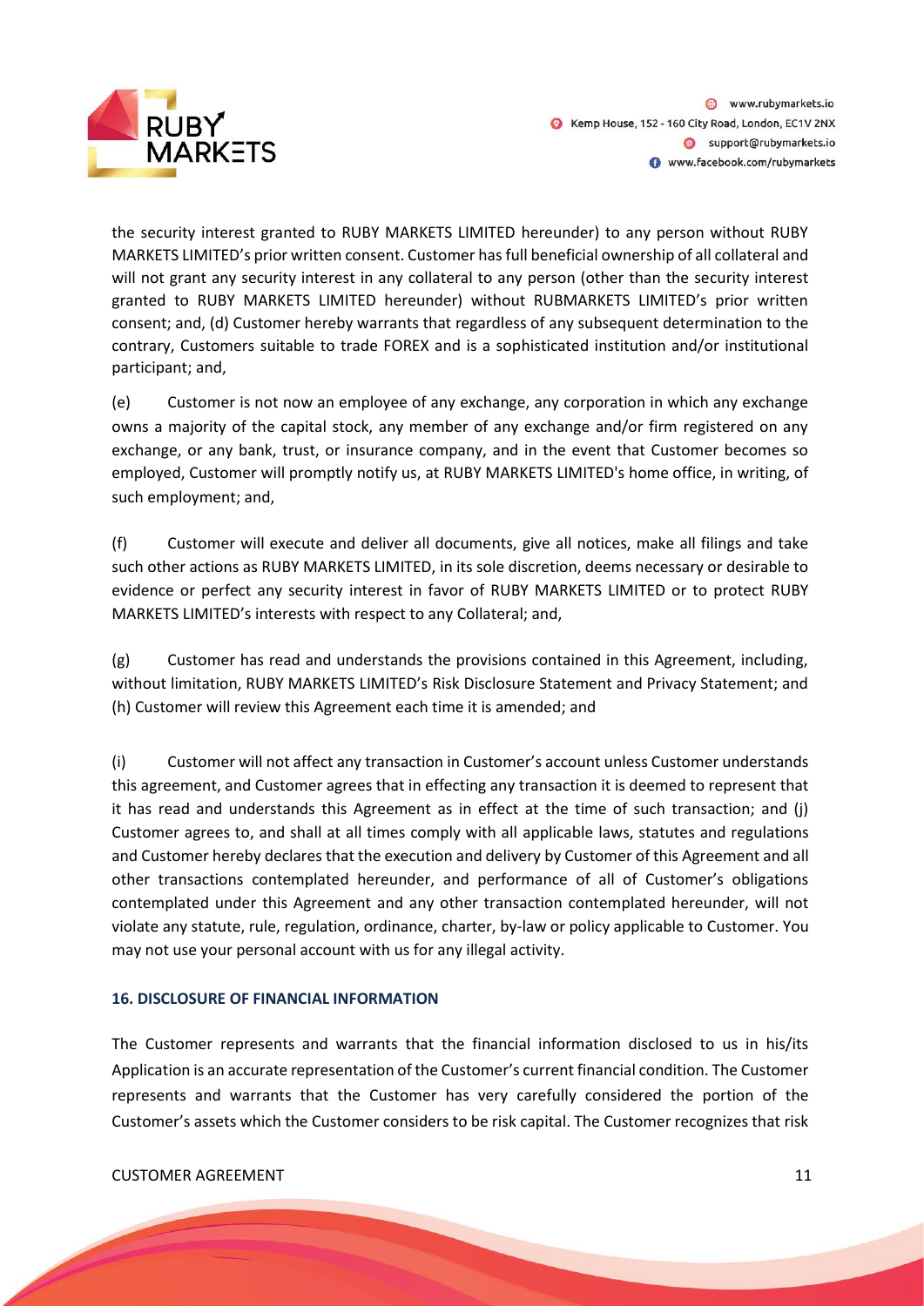the security interest granted to RUBY MARKETS LIMITED hereunder) to any person without RUBY MARKETS LIMITED's prior written consent. Customer has full beneficial ownership of all collateral and will not grant any security interest in any collateral to any person (other than the security interest granted to RUBY MARKETS LIMITED hereunder) without RUBMARKETS LIMITED's prior written consent; and, (d) Customer hereby warrants that regardless of any subsequent determination to the contrary, Customers suitable to trade FOREX and is a sophisticated institution and/or institutional participant; and,

(e) Customer is not now an employee of any exchange, any corporation in which any exchange owns a majority of the capital stock, any member of any exchange and/or firm registered on any exchange, or any bank, trust, or insurance company, and in the event that Customer becomes so employed, Customer will promptly notify us, at RUBY MARKETS LIMITED's home office, in writing, of such employment; and,

(f) Customer will execute and deliver all documents, give all notices, make all filings and take such other actions as RUBY MARKETS LIMITED, in its sole discretion, deems necessary or desirable to evidence or perfect any security interest in favor of RUBY MARKETS LIMITED or to protect RUBY MARKETS LIMITED's interests with respect to any Collateral; and,

(g) Customer has read and understands the provisions contained in this Agreement, including, without limitation, RUBY MARKETS LIMITED's Risk Disclosure Statement and Privacy Statement; and (h) Customer will review this Agreement each time it is amended; and

(i) Customer will not affect any transaction in Customer's account unless Customer understands this agreement, and Customer agrees that in effecting any transaction it is deemed to represent that it has read and understands this Agreement as in effect at the time of such transaction; and (j) Customer agrees to, and shall at all times comply with all applicable laws, statutes and regulations and Customer hereby declares that the execution and delivery by Customer of this Agreement and all other transactions contemplated hereunder, and performance of all of Customer's obligations contemplated under this Agreement and any other transaction contemplated hereunder, will not violate any statute, rule, regulation, ordinance, charter, by-law or policy applicable to Customer. You may not use your personal account with us for any illegal activity.

**16. DISCLOSURE OF FINANCIAL INFORMATION**

The Customer represents and warrants that the financial information disclosed to us in his/its Application is an accurate representation of the Customer's current financial condition. The Customer represents and warrants that the Customer has very carefully considered the portion of the Customer's assets which the Customer considers to be risk capital. The Customer recognizes that risk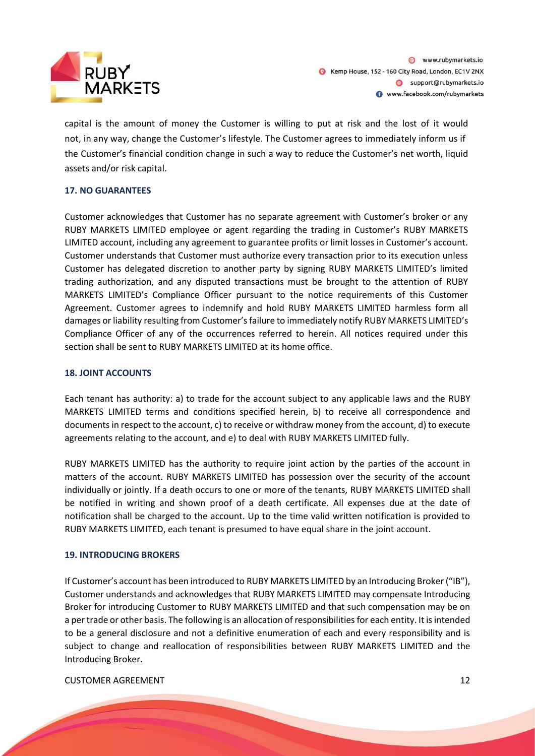capital is the amount of money the Customer is willing to put at risk and the lost of it would not, in any way, change the Customer's lifestyle. The Customer agrees to immediately inform us if the Customer's financial condition change in such a way to reduce the Customer's net worth, liquid assets and/or risk capital.

### 17. NO GUARANTEES

Customer acknowledges that Customer has no separate agreement with Customer's broker or any RUBY MARKETS LIMITED employee or agent regarding the trading in Customer's RUBY MARKETS LIMITED account, including any agreement to guarantee profits or limit losses in Customer's account. Customer understands that Customer must authorize every transaction prior to its execution unless Customer has delegated discretion to another party by signing RUBY MARKETS LIMITED's limited trading authorization, and any disputed transactions must be brought to the attention of RUBY MARKETS LIMITED's Compliance Officer pursuant to the notice requirements of this Customer Agreement. Customer agrees to indemnify and hold RUBY MARKETS LIMITED harmless form all damages or liability resulting from Customer's failure to immediately notify RUBY MARKETS LIMITED's Compliance Officer of any of the occurrences referred to herein. All notices required under this section shall be sent to RUBY MARKETS LIMITED at its home office.

### 18. JOINT ACCOUNTS

Each tenant has authority: a) to trade for the account subject to any applicable laws and the RUBY MARKETS LIMITED terms and conditions specified herein, b) to receive all correspondence and documents in respect to the account, c) to receive or withdraw money from the account, d) to execute agreements relating to the account, and e) to deal with RUBY MARKETS LIMITED fully.

RUBY MARKETS LIMITED has the authority to require joint action by the parties of the account in matters of the account. RUBY MARKETS LIMITED has possession over the security of the account individually or jointly. If a death occurs to one or more of the tenants, RUBY MARKETS LIMITED shall be notified in writing and shown proof of a death certificate. All expenses due at the date of notification shall be charged to the account. Up to the time valid written notification is provided to RUBY MARKETS LIMITED, each tenant is presumed to have equal share in the joint account.

### 19. INTRODUCING BROKERS

If Customer's account has been introduced to RUBY MARKETS LIMITED by an Introducing Broker ("IB"), Customer understands and acknowledges that RUBY MARKETS LIMITED may compensate Introducing Broker for introducing Customer to RUBY MARKETS LIMITED and that such compensation may be on a per trade or other basis. The following is an allocation of responsibilities for each entity. It is intended to be a general disclosure and not a definitive enumeration of each and every responsibility and is subject to change and reallocation of responsibilities between RUBY MARKETS LIMITED and the Introducing Broker.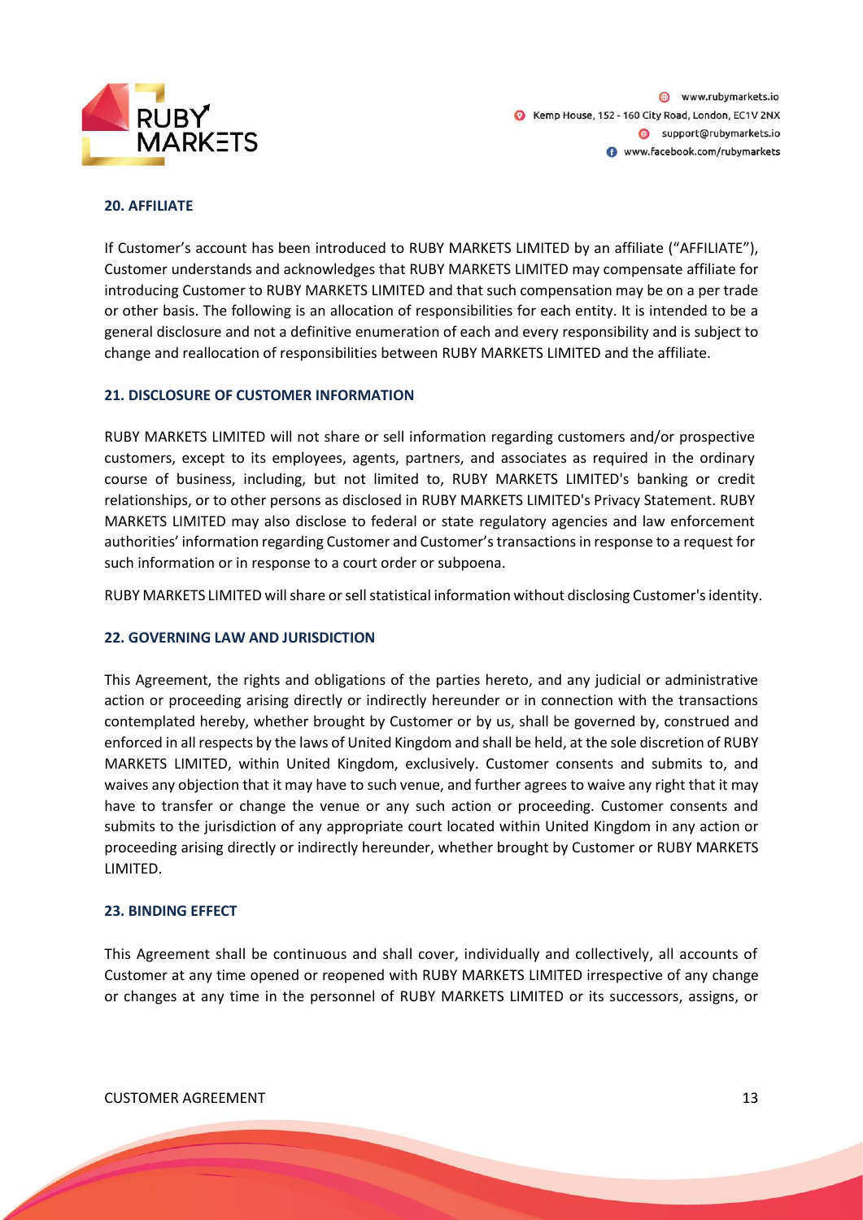## 20. AFFILIATE

If Customer's account has been introduced to RUBY MARKETS LIMITED by an affiliate ("AFFILIATE"), Customer understands and acknowledges that RUBY MARKETS LIMITED may compensate affiliate for introducing Customer to RUBY MARKETS LIMITED and that such compensation may be on a per trade or other basis. The following is an allocation of responsibilities for each entity. It is intended to be a general disclosure and not a definitive enumeration of each and every responsibility and is subject to change and reallocation of responsibilities between RUBY MARKETS LIMITED and the affiliate.

## 21. DISCLOSURE OF CUSTOMER INFORMATION

RUBY MARKETS LIMITED will not share or sell information regarding customers and/or prospective customers, except to its employees, agents, partners, and associates as required in the ordinary course of business, including, but not limited to, RUBY MARKETS LIMITED's banking or credit relationships, or to other persons as disclosed in RUBY MARKETS LIMITED's Privacy Statement. RUBY MARKETS LIMITED may also disclose to federal or state regulatory agencies and law enforcement authorities' information regarding Customer and Customer's transactions in response to a request for such information or in response to a court order or subpoena.

RUBY MARKETS LIMITED will share or sell statistical information without disclosing Customer's identity.

## 22. GOVERNING LAW AND JURISDICTION

This Agreement, the rights and obligations of the parties hereto, and any judicial or administrative action or proceeding arising directly or indirectly hereunder or in connection with the transactions contemplated hereby, whether brought by Customer or by us, shall be governed by, construed and enforced in all respects by the laws of United Kingdom and shall be held, at the sole discretion of RUBY MARKETS LIMITED, within United Kingdom, exclusively. Customer consents and submits to, and waives any objection that it may have to such venue, and further agrees to waive any right that it may have to transfer or change the venue or any such action or proceeding. Customer consents and submits to the jurisdiction of any appropriate court located within United Kingdom in any action or proceeding arising directly or indirectly hereunder, whether brought by Customer or RUBY MARKETS LIMITED.

## 23. BINDING EFFECT

This Agreement shall be continuous and shall cover, individually and collectively, all accounts of Customer at any time opened or reopened with RUBY MARKETS LIMITED irrespective of any change or changes at any time in the personnel of RUBY MARKETS LIMITED or its successors, assigns, or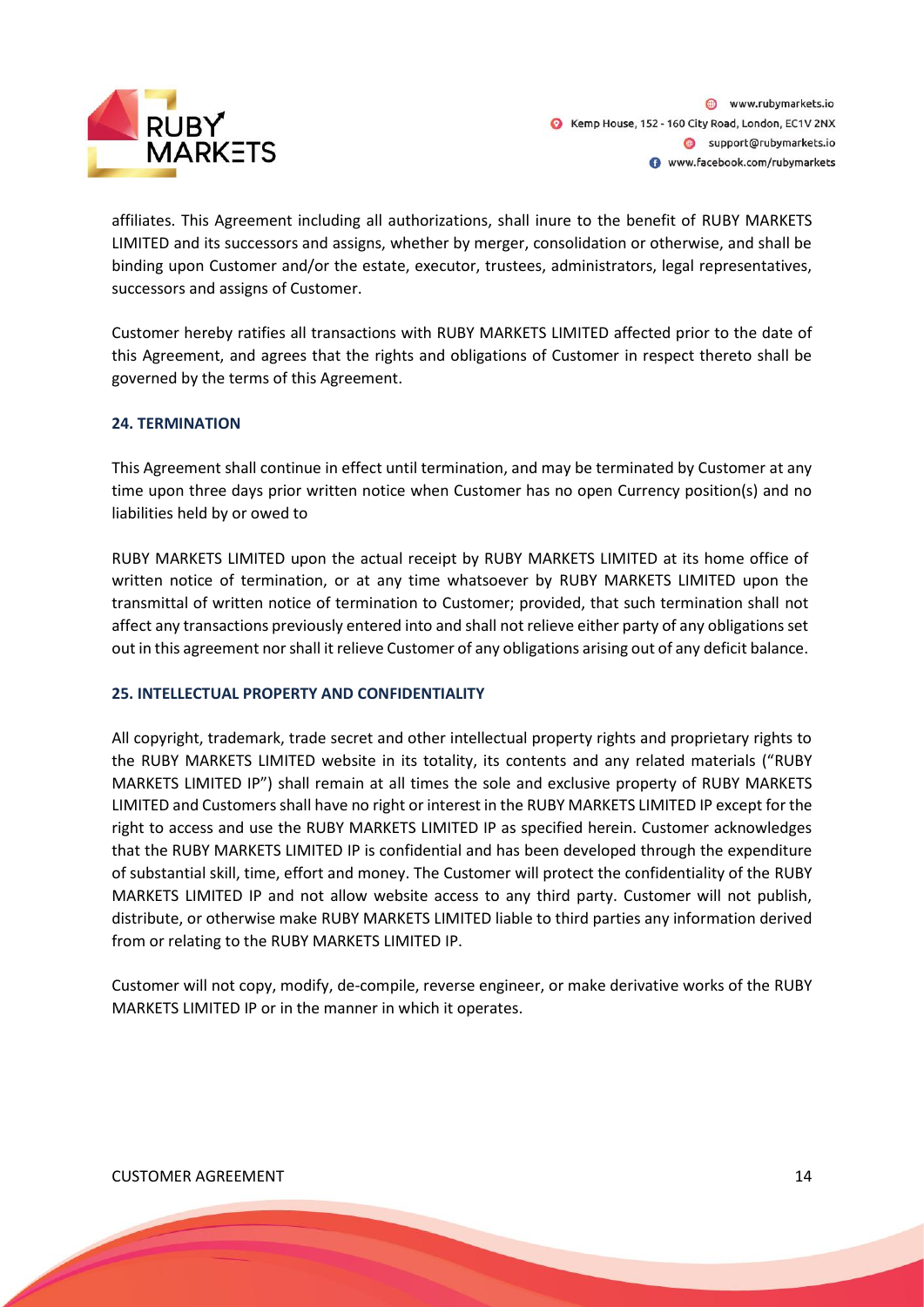affiliates. This Agreement including all authorizations, shall inure to the benefit of RUBY MARKETS LIMITED and its successors and assigns, whether by merger, consolidation or otherwise, and shall be binding upon Customer and/or the estate, executor, trustees, administrators, legal representatives, successors and assigns of Customer.

Customer hereby ratifies all transactions with RUBY MARKETS LIMITED affected prior to the date of this Agreement, and agrees that the rights and obligations of Customer in respect thereto shall be governed by the terms of this Agreement.

### 24. TERMINATION

This Agreement shall continue in effect until termination, and may be terminated by Customer at any time upon three days prior written notice when Customer has no open Currency position(s) and no liabilities held by or owed to

RUBY MARKETS LIMITED upon the actual receipt by RUBY MARKETS LIMITED at its home office of written notice of termination, or at any time whatsoever by RUBY MARKETS LIMITED upon the transmittal of written notice of termination to Customer; provided, that such termination shall not affect any transactions previously entered into and shall not relieve either party of any obligations set out in this agreement nor shall it relieve Customer of any obligations arising out of any deficit balance.

### 25. INTELLECTUAL PROPERTY AND CONFIDENTIALITY

All copyright, trademark, trade secret and other intellectual property rights and proprietary rights to the RUBY MARKETS LIMITED website in its totality, its contents and any related materials ("RUBY MARKETS LIMITED IP") shall remain at all times the sole and exclusive property of RUBY MARKETS LIMITED and Customers shall have no right or interest in the RUBY MARKETS LIMITED IP except for the right to access and use the RUBY MARKETS LIMITED IP as specified herein. Customer acknowledges that the RUBY MARKETS LIMITED IP is confidential and has been developed through the expenditure of substantial skill, time, effort and money. The Customer will protect the confidentiality of the RUBY MARKETS LIMITED IP and not allow website access to any third party. Customer will not publish, distribute, or otherwise make RUBY MARKETS LIMITED liable to third parties any information derived from or relating to the RUBY MARKETS LIMITED IP.

Customer will not copy, modify, de-compile, reverse engineer, or make derivative works of the RUBY MARKETS LIMITED IP or in the manner in which it operates.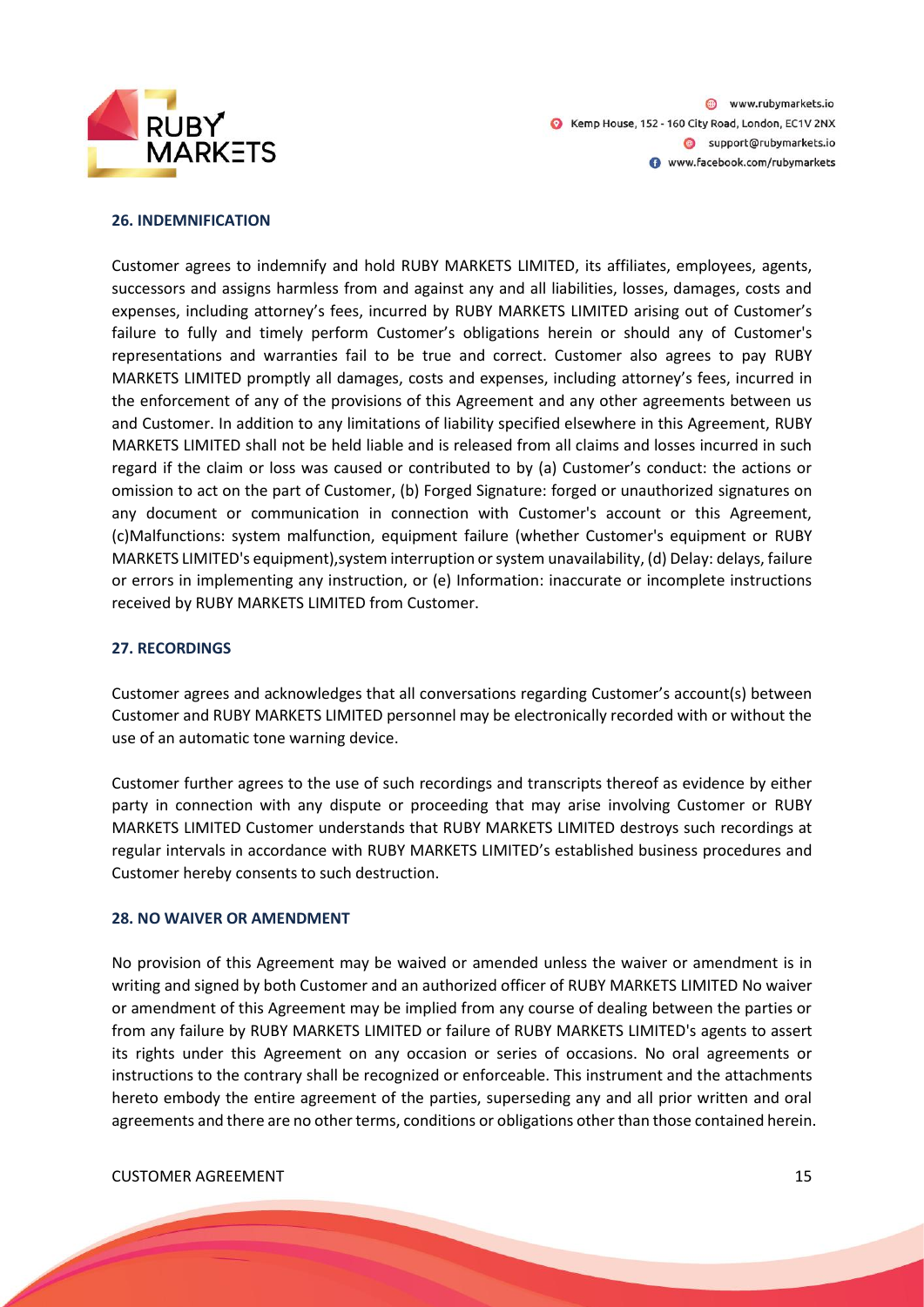## 26. INDEMNIFICATION

Customer agrees to indemnify and hold RUBY MARKETS LIMITED, its affiliates, employees, agents, successors and assigns harmless from and against any and all liabilities, losses, damages, costs and expenses, including attorney's fees, incurred by RUBY MARKETS LIMITED arising out of Customer's failure to fully and timely perform Customer's obligations herein or should any of Customer's representations and warranties fail to be true and correct. Customer also agrees to pay RUBY MARKETS LIMITED promptly all damages, costs and expenses, including attorney's fees, incurred in the enforcement of any of the provisions of this Agreement and any other agreements between us and Customer. In addition to any limitations of liability specified elsewhere in this Agreement, RUBY MARKETS LIMITED shall not be held liable and is released from all claims and losses incurred in such regard if the claim or loss was caused or contributed to by (a) Customer's conduct: the actions or omission to act on the part of Customer, (b) Forged Signature: forged or unauthorized signatures on any document or communication in connection with Customer's account or this Agreement, (c)Malfunctions: system malfunction, equipment failure (whether Customer's equipment or RUBY MARKETS LIMITED's equipment),system interruption or system unavailability, (d) Delay: delays, failure or errors in implementing any instruction, or (e) Information: inaccurate or incomplete instructions received by RUBY MARKETS LIMITED from Customer.

## 27. RECORDINGS

Customer agrees and acknowledges that all conversations regarding Customer's account(s) between Customer and RUBY MARKETS LIMITED personnel may be electronically recorded with or without the use of an automatic tone warning device.

Customer further agrees to the use of such recordings and transcripts thereof as evidence by either party in connection with any dispute or proceeding that may arise involving Customer or RUBY MARKETS LIMITED Customer understands that RUBY MARKETS LIMITED destroys such recordings at regular intervals in accordance with RUBY MARKETS LIMITED's established business procedures and Customer hereby consents to such destruction.

## 28. NO WAIVER OR AMENDMENT

No provision of this Agreement may be waived or amended unless the waiver or amendment is in writing and signed by both Customer and an authorized officer of RUBY MARKETS LIMITED No waiver or amendment of this Agreement may be implied from any course of dealing between the parties or from any failure by RUBY MARKETS LIMITED or failure of RUBY MARKETS LIMITED's agents to assert its rights under this Agreement on any occasion or series of occasions. No oral agreements or instructions to the contrary shall be recognized or enforceable. This instrument and the attachments hereto embody the entire agreement of the parties, superseding any and all prior written and oral agreements and there are no other terms, conditions or obligations other than those contained herein.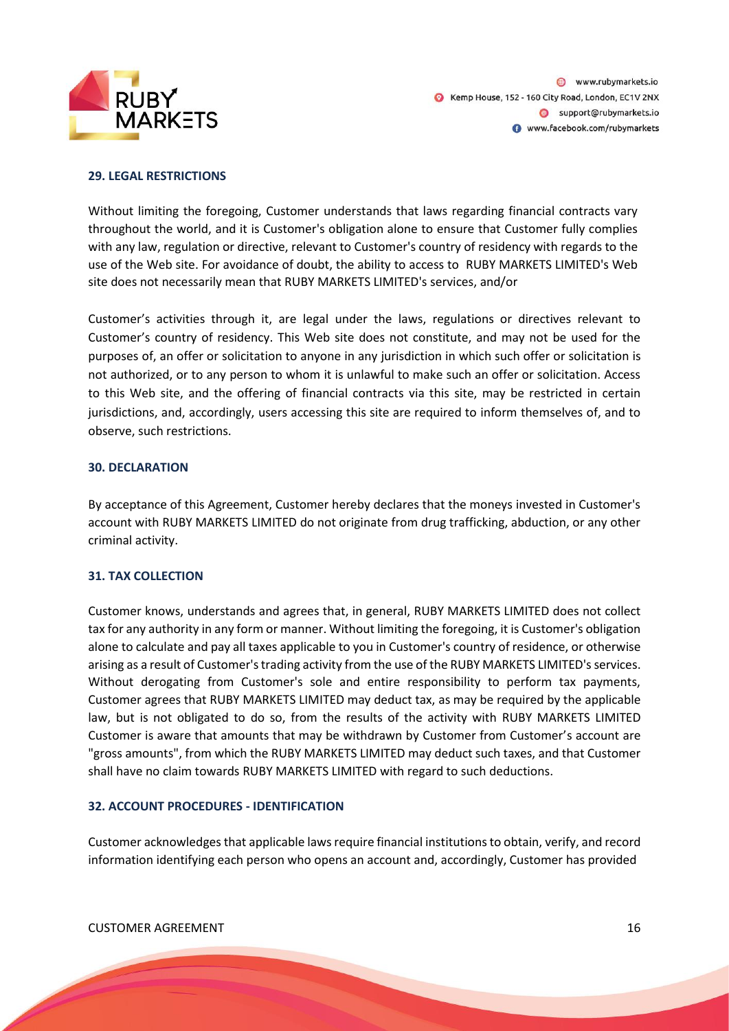#### 29. LEGAL RESTRICTIONS

Without limiting the foregoing, Customer understands that laws regarding financial contracts vary throughout the world, and it is Customer's obligation alone to ensure that Customer fully complies with any law, regulation or directive, relevant to Customer's country of residency with regards to the use of the Web site. For avoidance of doubt, the ability to access to RUBY MARKETS LIMITED's Web site does not necessarily mean that RUBY MARKETS LIMITED's services, and/or

Customer's activities through it, are legal under the laws, regulations or directives relevant to Customer's country of residency. This Web site does not constitute, and may not be used for the purposes of, an offer or solicitation to anyone in any jurisdiction in which such offer or solicitation is not authorized, or to any person to whom it is unlawful to make such an offer or solicitation. Access to this Web site, and the offering of financial contracts via this site, may be restricted in certain jurisdictions, and, accordingly, users accessing this site are required to inform themselves of, and to observe, such restrictions.

#### 30. DECLARATION

By acceptance of this Agreement, Customer hereby declares that the moneys invested in Customer's account with RUBY MARKETS LIMITED do not originate from drug trafficking, abduction, or any other criminal activity.

#### 31. TAX COLLECTION

Customer knows, understands and agrees that, in general, RUBY MARKETS LIMITED does not collect tax for any authority in any form or manner. Without limiting the foregoing, it is Customer's obligation alone to calculate and pay all taxes applicable to you in Customer's country of residence, or otherwise arising as a result of Customer's trading activity from the use of the RUBY MARKETS LIMITED's services. Without derogating from Customer's sole and entire responsibility to perform tax payments, Customer agrees that RUBY MARKETS LIMITED may deduct tax, as may be required by the applicable law, but is not obligated to do so, from the results of the activity with RUBY MARKETS LIMITED Customer is aware that amounts that may be withdrawn by Customer from Customer's account are "gross amounts", from which the RUBY MARKETS LIMITED may deduct such taxes, and that Customer shall have no claim towards RUBY MARKETS LIMITED with regard to such deductions.

#### 32. ACCOUNT PROCEDURES - IDENTIFICATION

Customer acknowledges that applicable laws require financial institutions to obtain, verify, and record information identifying each person who opens an account and, accordingly, Customer has provided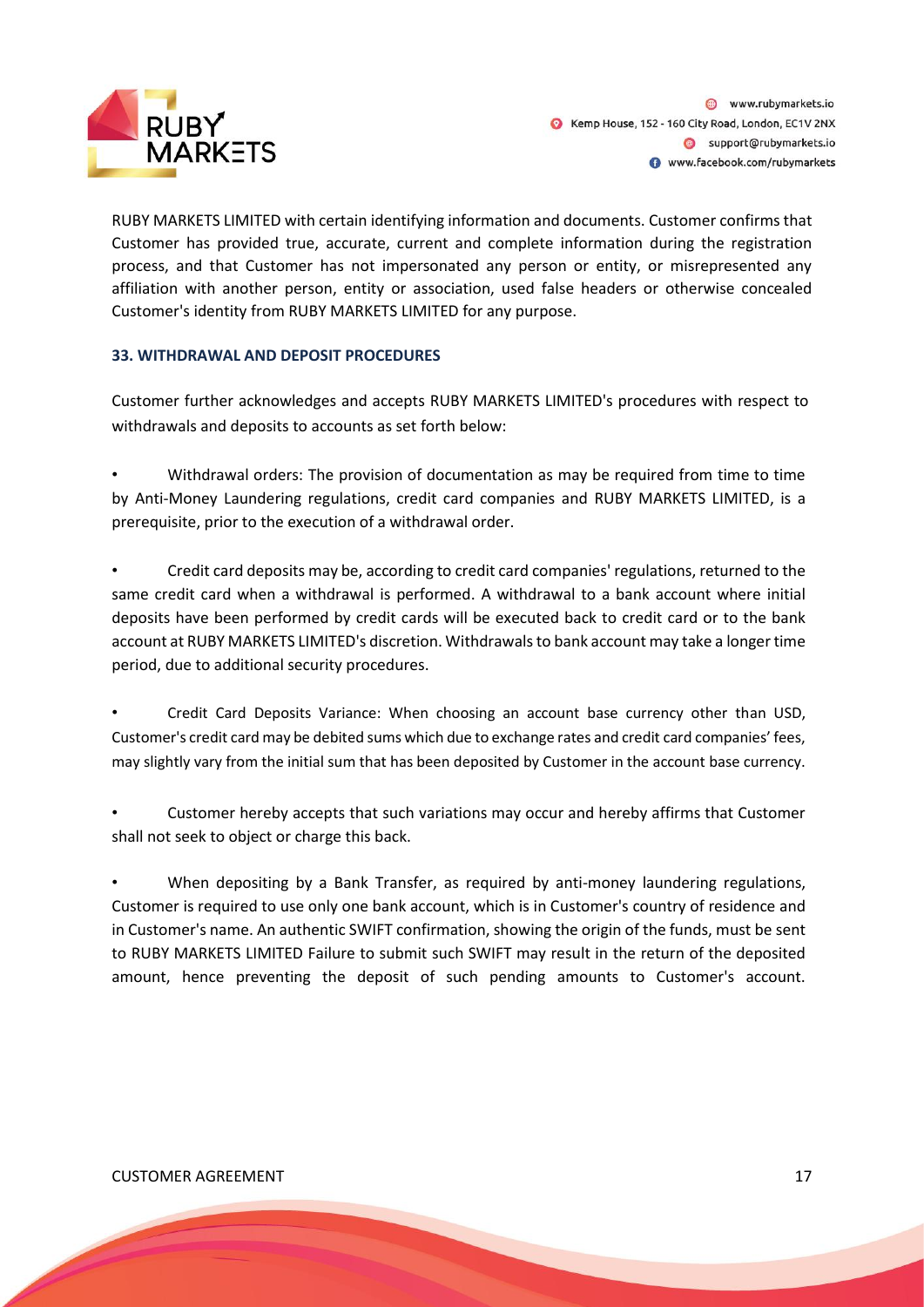RUBY MARKETS LIMITED with certain identifying information and documents. Customer confirms that Customer has provided true, accurate, current and complete information during the registration process, and that Customer has not impersonated any person or entity, or misrepresented any affiliation with another person, entity or association, used false headers or otherwise concealed Customer's identity from RUBY MARKETS LIMITED for any purpose.

### 33. WITHDRAWAL AND DEPOSIT PROCEDURES

Customer further acknowledges and accepts RUBY MARKETS LIMITED's procedures with respect to withdrawals and deposits to accounts as set forth below:

- Withdrawal orders: The provision of documentation as may be required from time to time by Anti-Money Laundering regulations, credit card companies and RUBY MARKETS LIMITED, is a prerequisite, prior to the execution of a withdrawal order.

- Credit card deposits may be, according to credit card companies' regulations, returned to the same credit card when a withdrawal is performed. A withdrawal to a bank account where initial deposits have been performed by credit cards will be executed back to credit card or to the bank account at RUBY MARKETS LIMITED's discretion. Withdrawals to bank account may take a longer time period, due to additional security procedures.

- Credit Card Deposits Variance: When choosing an account base currency other than USD, Customer's credit card may be debited sums which due to exchange rates and credit card companies' fees, may slightly vary from the initial sum that has been deposited by Customer in the account base currency.

- Customer hereby accepts that such variations may occur and hereby affirms that Customer shall not seek to object or charge this back.

- When depositing by a Bank Transfer, as required by anti-money laundering regulations, Customer is required to use only one bank account, which is in Customer's country of residence and in Customer's name. An authentic SWIFT confirmation, showing the origin of the funds, must be sent to RUBY MARKETS LIMITED Failure to submit such SWIFT may result in the return of the deposited amount, hence preventing the deposit of such pending amounts to Customer's account.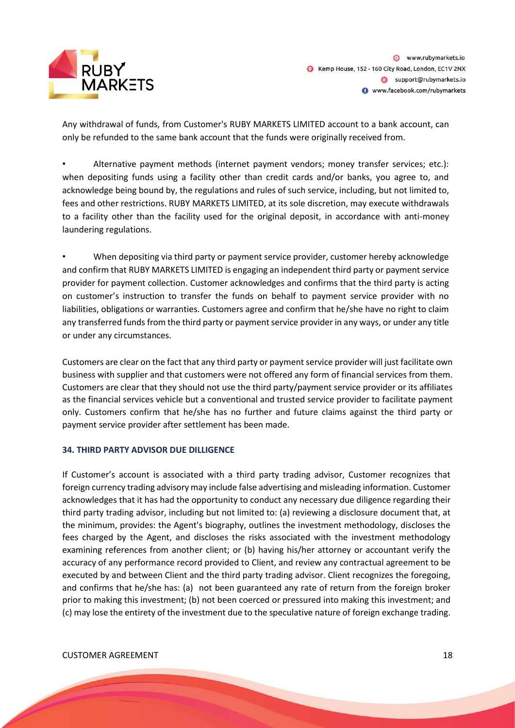Any withdrawal of funds, from Customer's RUBY MARKETS LIMITED account to a bank account, can only be refunded to the same bank account that the funds were originally received from.

- Alternative payment methods (internet payment vendors; money transfer services; etc.): when depositing funds using a facility other than credit cards and/or banks, you agree to, and acknowledge being bound by, the regulations and rules of such service, including, but not limited to, fees and other restrictions. RUBY MARKETS LIMITED, at its sole discretion, may execute withdrawals to a facility other than the facility used for the original deposit, in accordance with anti-money laundering regulations.

- When depositing via third party or payment service provider, customer hereby acknowledge and confirm that RUBY MARKETS LIMITED is engaging an independent third party or payment service provider for payment collection. Customer acknowledges and confirms that the third party is acting on customer's instruction to transfer the funds on behalf to payment service provider with no liabilities, obligations or warranties. Customers agree and confirm that he/she have no right to claim any transferred funds from the third party or payment service provider in any ways, or under any title or under any circumstances.

Customers are clear on the fact that any third party or payment service provider will just facilitate own business with supplier and that customers were not offered any form of financial services from them. Customers are clear that they should not use the third party/payment service provider or its affiliates as the financial services vehicle but a conventional and trusted service provider to facilitate payment only. Customers confirm that he/she has no further and future claims against the third party or payment service provider after settlement has been made.

### 34. THIRD PARTY ADVISOR DUE DILLIGENCE

If Customer's account is associated with a third party trading advisor, Customer recognizes that foreign currency trading advisory may include false advertising and misleading information. Customer acknowledges that it has had the opportunity to conduct any necessary due diligence regarding their third party trading advisor, including but not limited to: (a) reviewing a disclosure document that, at the minimum, provides: the Agent's biography, outlines the investment methodology, discloses the fees charged by the Agent, and discloses the risks associated with the investment methodology examining references from another client; or (b) having his/her attorney or accountant verify the accuracy of any performance record provided to Client, and review any contractual agreement to be executed by and between Client and the third party trading advisor. Client recognizes the foregoing, and confirms that he/she has: (a) not been guaranteed any rate of return from the foreign broker prior to making this investment; (b) not been coerced or pressured into making this investment; and (c) may lose the entirety of the investment due to the speculative nature of foreign exchange trading.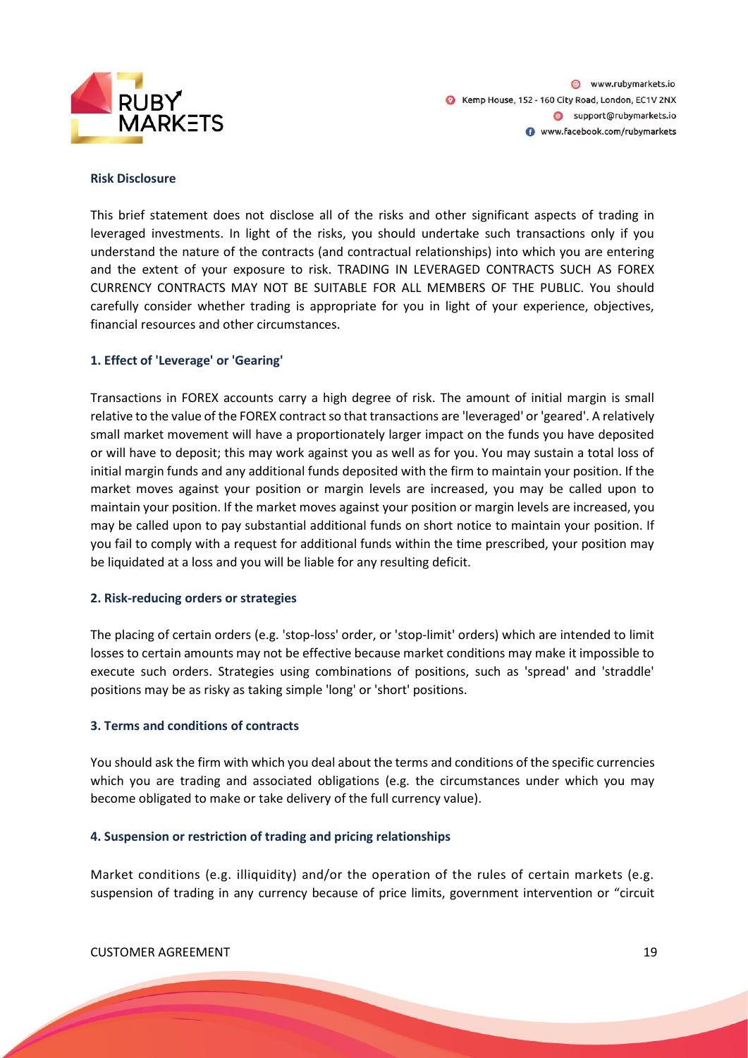**Risk Disclosure**

This brief statement does not disclose all of the risks and other significant aspects of trading in leveraged investments. In light of the risks, you should undertake such transactions only if you understand the nature of the contracts (and contractual relationships) into which you are entering and the extent of your exposure to risk. TRADING IN LEVERAGED CONTRACTS SUCH AS FOREX CURRENCY CONTRACTS MAY NOT BE SUITABLE FOR ALL MEMBERS OF THE PUBLIC. You should carefully consider whether trading is appropriate for you in light of your experience, objectives, financial resources and other circumstances.

**1. Effect of 'Leverage' or 'Gearing'**

Transactions in FOREX accounts carry a high degree of risk. The amount of initial margin is small relative to the value of the FOREX contract so that transactions are 'leveraged' or 'geared'. A relatively small market movement will have a proportionately larger impact on the funds you have deposited or will have to deposit; this may work against you as well as for you. You may sustain a total loss of initial margin funds and any additional funds deposited with the firm to maintain your position. If the market moves against your position or margin levels are increased, you may be called upon to maintain your position. If the market moves against your position or margin levels are increased, you may be called upon to pay substantial additional funds on short notice to maintain your position. If you fail to comply with a request for additional funds within the time prescribed, your position may be liquidated at a loss and you will be liable for any resulting deficit.

**2. Risk-reducing orders or strategies**

The placing of certain orders (e.g. 'stop-loss' order, or 'stop-limit' orders) which are intended to limit losses to certain amounts may not be effective because market conditions may make it impossible to execute such orders. Strategies using combinations of positions, such as 'spread' and 'straddle' positions may be as risky as taking simple 'long' or 'short' positions.

**3. Terms and conditions of contracts**

You should ask the firm with which you deal about the terms and conditions of the specific currencies which you are trading and associated obligations (e.g. the circumstances under which you may become obligated to make or take delivery of the full currency value).

**4. Suspension or restriction of trading and pricing relationships**

Market conditions (e.g. illiquidity) and/or the operation of the rules of certain markets (e.g. suspension of trading in any currency because of price limits, government intervention or "circuit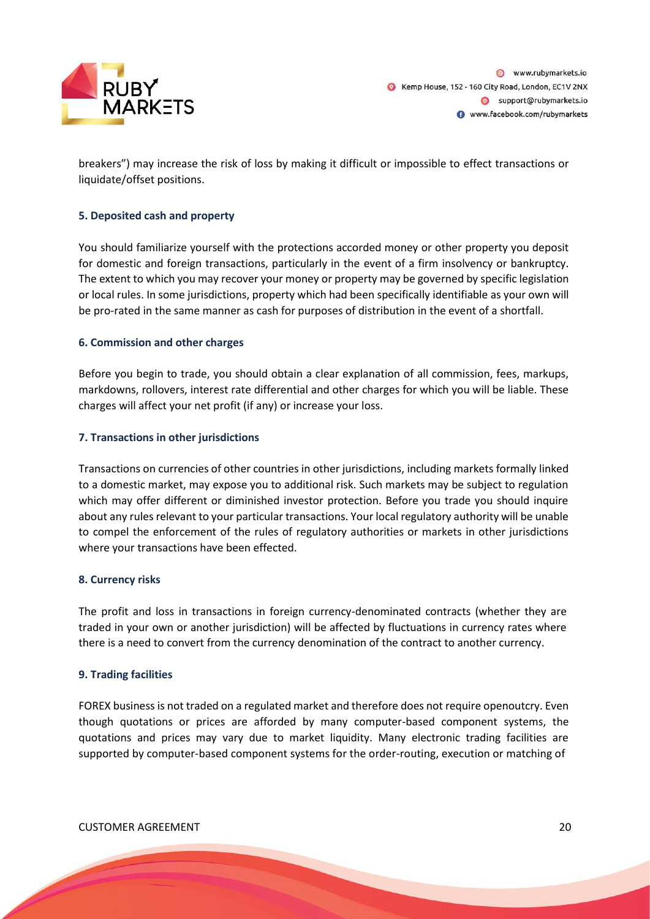breakers") may increase the risk of loss by making it difficult or impossible to effect transactions or liquidate/offset positions.

#### 5. Deposited cash and property

You should familiarize yourself with the protections accorded money or other property you deposit for domestic and foreign transactions, particularly in the event of a firm insolvency or bankruptcy. The extent to which you may recover your money or property may be governed by specific legislation or local rules. In some jurisdictions, property which had been specifically identifiable as your own will be pro-rated in the same manner as cash for purposes of distribution in the event of a shortfall.

#### 6. Commission and other charges

Before you begin to trade, you should obtain a clear explanation of all commission, fees, markups, markdowns, rollovers, interest rate differential and other charges for which you will be liable. These charges will affect your net profit (if any) or increase your loss.

#### 7. Transactions in other jurisdictions

Transactions on currencies of other countries in other jurisdictions, including markets formally linked to a domestic market, may expose you to additional risk. Such markets may be subject to regulation which may offer different or diminished investor protection. Before you trade you should inquire about any rules relevant to your particular transactions. Your local regulatory authority will be unable to compel the enforcement of the rules of regulatory authorities or markets in other jurisdictions where your transactions have been effected.

#### 8. Currency risks

The profit and loss in transactions in foreign currency-denominated contracts (whether they are traded in your own or another jurisdiction) will be affected by fluctuations in currency rates where there is a need to convert from the currency denomination of the contract to another currency.

#### 9. Trading facilities

FOREX business is not traded on a regulated market and therefore does not require openoutcry. Even though quotations or prices are afforded by many computer-based component systems, the quotations and prices may vary due to market liquidity. Many electronic trading facilities are supported by computer-based component systems for the order-routing, execution or matching of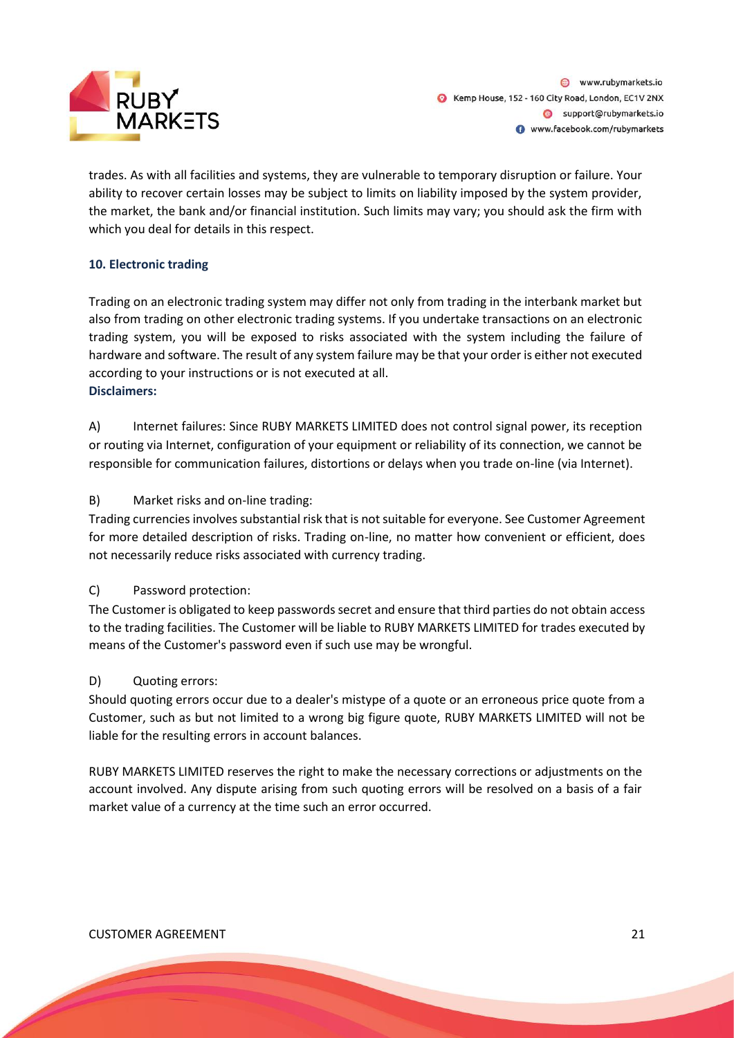trades. As with all facilities and systems, they are vulnerable to temporary disruption or failure. Your ability to recover certain losses may be subject to limits on liability imposed by the system provider, the market, the bank and/or financial institution. Such limits may vary; you should ask the firm with which you deal for details in this respect.

### 10. Electronic trading

Trading on an electronic trading system may differ not only from trading in the interbank market but also from trading on other electronic trading systems. If you undertake transactions on an electronic trading system, you will be exposed to risks associated with the system including the failure of hardware and software. The result of any system failure may be that your order is either not executed according to your instructions or is not executed at all.

**Disclaimers:**

A) Internet failures: Since RUBY MARKETS LIMITED does not control signal power, its reception or routing via Internet, configuration of your equipment or reliability of its connection, we cannot be responsible for communication failures, distortions or delays when you trade on-line (via Internet).

B) Market risks and on-line trading:
Trading currencies involves substantial risk that is not suitable for everyone. See Customer Agreement for more detailed description of risks. Trading on-line, no matter how convenient or efficient, does not necessarily reduce risks associated with currency trading.

C) Password protection:
The Customer is obligated to keep passwords secret and ensure that third parties do not obtain access to the trading facilities. The Customer will be liable to RUBY MARKETS LIMITED for trades executed by means of the Customer's password even if such use may be wrongful.

D) Quoting errors:
Should quoting errors occur due to a dealer's mistype of a quote or an erroneous price quote from a Customer, such as but not limited to a wrong big figure quote, RUBY MARKETS LIMITED will not be liable for the resulting errors in account balances.

RUBY MARKETS LIMITED reserves the right to make the necessary corrections or adjustments on the account involved. Any dispute arising from such quoting errors will be resolved on a basis of a fair market value of a currency at the time such an error occurred.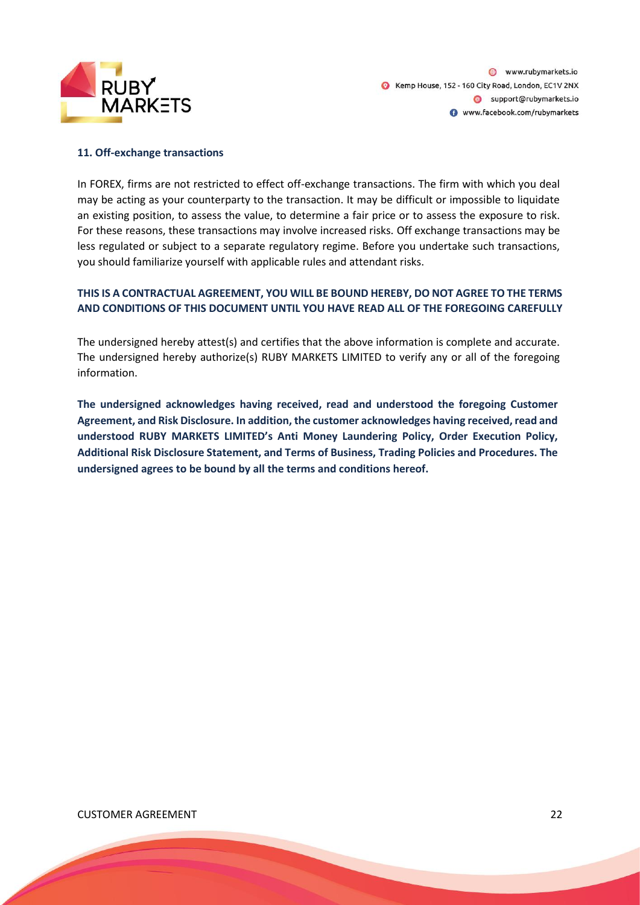### 11. Off-exchange transactions

In FOREX, firms are not restricted to effect off-exchange transactions. The firm with which you deal may be acting as your counterparty to the transaction. It may be difficult or impossible to liquidate an existing position, to assess the value, to determine a fair price or to assess the exposure to risk. For these reasons, these transactions may involve increased risks. Off exchange transactions may be less regulated or subject to a separate regulatory regime. Before you undertake such transactions, you should familiarize yourself with applicable rules and attendant risks.

**THIS IS A CONTRACTUAL AGREEMENT, YOU WILL BE BOUND HEREBY, DO NOT AGREE TO THE TERMS AND CONDITIONS OF THIS DOCUMENT UNTIL YOU HAVE READ ALL OF THE FOREGOING CAREFULLY**

The undersigned hereby attest(s) and certifies that the above information is complete and accurate. The undersigned hereby authorize(s) RUBY MARKETS LIMITED to verify any or all of the foregoing information.

**The undersigned acknowledges having received, read and understood the foregoing Customer Agreement, and Risk Disclosure. In addition, the customer acknowledges having received, read and understood RUBY MARKETS LIMITED's Anti Money Laundering Policy, Order Execution Policy, Additional Risk Disclosure Statement, and Terms of Business, Trading Policies and Procedures. The undersigned agrees to be bound by all the terms and conditions hereof.**